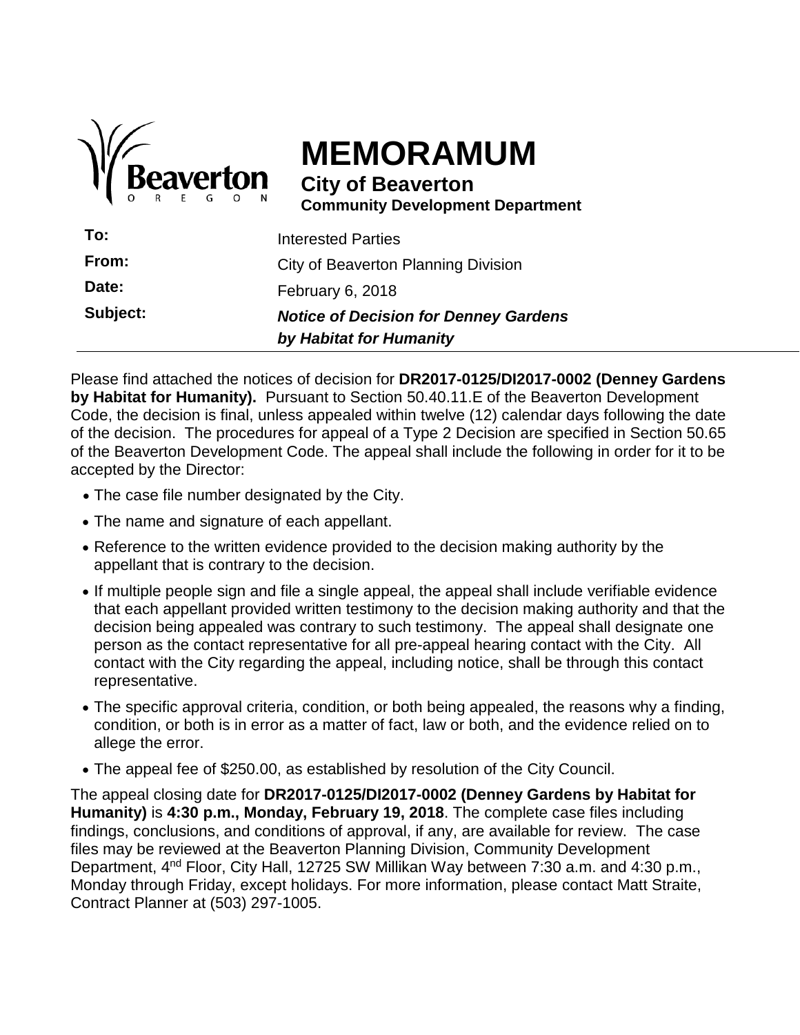Beaverton
OREGON

# MEMORAMUM

**City of Beaverton**
**Community Development Department**

| | |
|---|---|
| **To:** | Interested Parties |
| **From:** | City of Beaverton Planning Division |
| **Date:** | February 6, 2018 |
| **Subject:** | ***Notice of Decision for Denney Gardens by Habitat for Humanity*** |

Please find attached the notices of decision for **DR2017-0125/DI2017-0002 (Denney Gardens by Habitat for Humanity).** Pursuant to Section 50.40.11.E of the Beaverton Development Code, the decision is final, unless appealed within twelve (12) calendar days following the date of the decision. The procedures for appeal of a Type 2 Decision are specified in Section 50.65 of the Beaverton Development Code. The appeal shall include the following in order for it to be accepted by the Director:

- The case file number designated by the City.
- The name and signature of each appellant.
- Reference to the written evidence provided to the decision making authority by the appellant that is contrary to the decision.
- If multiple people sign and file a single appeal, the appeal shall include verifiable evidence that each appellant provided written testimony to the decision making authority and that the decision being appealed was contrary to such testimony. The appeal shall designate one person as the contact representative for all pre-appeal hearing contact with the City. All contact with the City regarding the appeal, including notice, shall be through this contact representative.
- The specific approval criteria, condition, or both being appealed, the reasons why a finding, condition, or both is in error as a matter of fact, law or both, and the evidence relied on to allege the error.
- The appeal fee of $250.00, as established by resolution of the City Council.

The appeal closing date for **DR2017-0125/DI2017-0002 (Denney Gardens by Habitat for Humanity)** is **4:30 p.m., Monday, February 19, 2018**. The complete case files including findings, conclusions, and conditions of approval, if any, are available for review. The case files may be reviewed at the Beaverton Planning Division, Community Development Department, 4th Floor, City Hall, 12725 SW Millikan Way between 7:30 a.m. and 4:30 p.m., Monday through Friday, except holidays. For more information, please contact Matt Straite, Contract Planner at (503) 297-1005.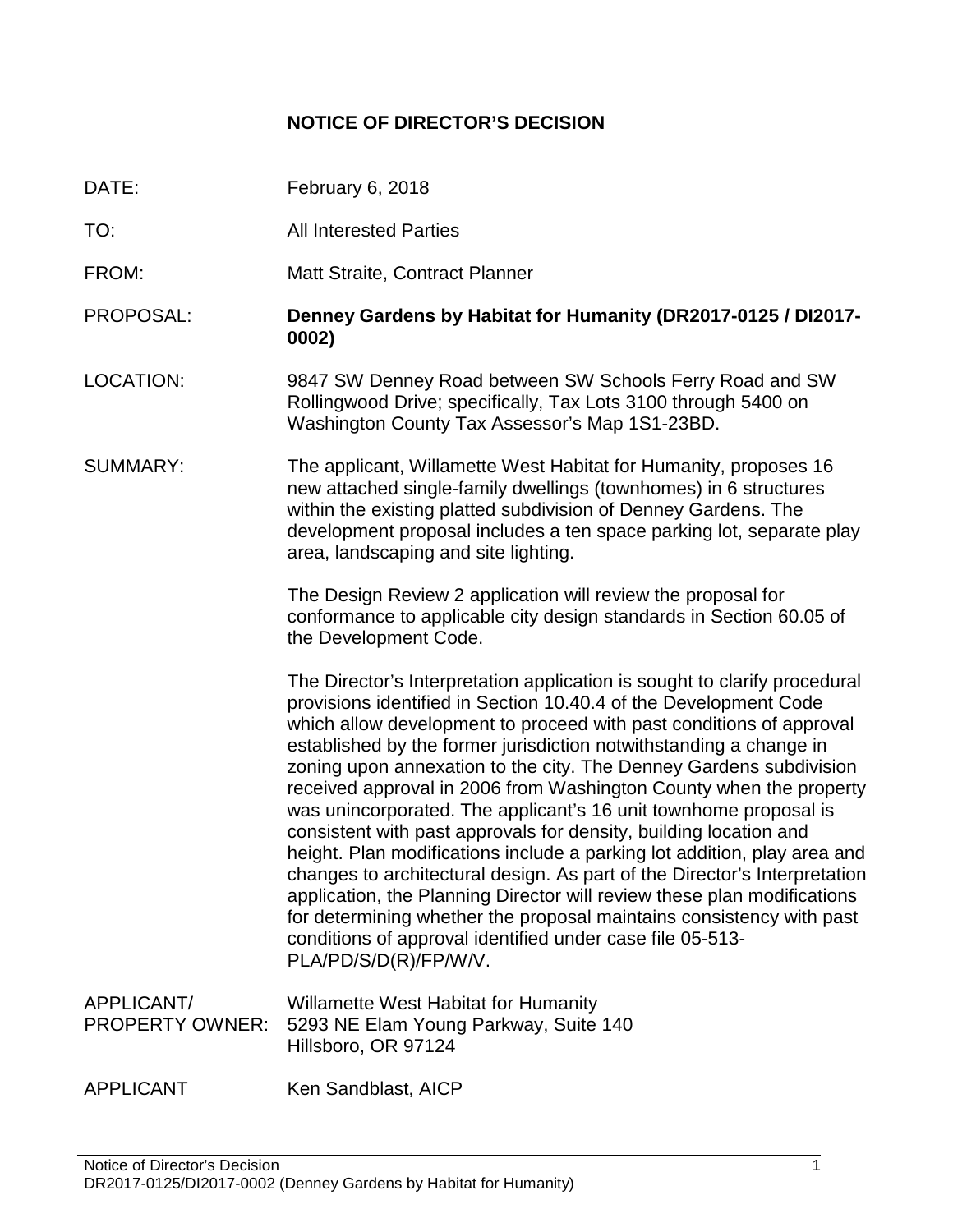# NOTICE OF DIRECTOR'S DECISION

DATE: February 6, 2018

TO: All Interested Parties

FROM: Matt Straite, Contract Planner

PROPOSAL: **Denney Gardens by Habitat for Humanity (DR2017-0125 / DI2017-0002)**

LOCATION: 9847 SW Denney Road between SW Schools Ferry Road and SW Rollingwood Drive; specifically, Tax Lots 3100 through 5400 on Washington County Tax Assessor's Map 1S1-23BD.

SUMMARY: The applicant, Willamette West Habitat for Humanity, proposes 16 new attached single-family dwellings (townhomes) in 6 structures within the existing platted subdivision of Denney Gardens. The development proposal includes a ten space parking lot, separate play area, landscaping and site lighting.

The Design Review 2 application will review the proposal for conformance to applicable city design standards in Section 60.05 of the Development Code.

The Director's Interpretation application is sought to clarify procedural provisions identified in Section 10.40.4 of the Development Code which allow development to proceed with past conditions of approval established by the former jurisdiction notwithstanding a change in zoning upon annexation to the city. The Denney Gardens subdivision received approval in 2006 from Washington County when the property was unincorporated. The applicant's 16 unit townhome proposal is consistent with past approvals for density, building location and height. Plan modifications include a parking lot addition, play area and changes to architectural design. As part of the Director's Interpretation application, the Planning Director will review these plan modifications for determining whether the proposal maintains consistency with past conditions of approval identified under case file 05-513-PLA/PD/S/D(R)/FP/W/V.

APPLICANT/ PROPERTY OWNER: Willamette West Habitat for Humanity
5293 NE Elam Young Parkway, Suite 140
Hillsboro, OR 97124

APPLICANT: Ken Sandblast, AICP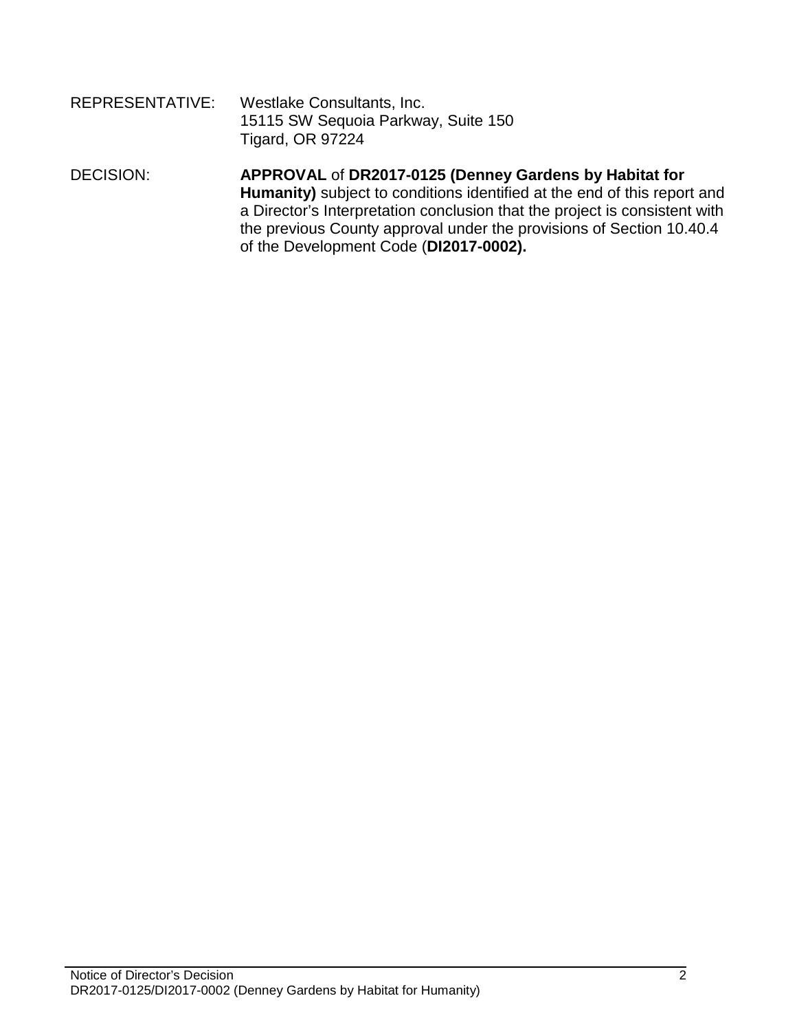REPRESENTATIVE: Westlake Consultants, Inc.
15115 SW Sequoia Parkway, Suite 150
Tigard, OR 97224

DECISION: **APPROVAL** of **DR2017-0125 (Denney Gardens by Habitat for Humanity)** subject to conditions identified at the end of this report and a Director's Interpretation conclusion that the project is consistent with the previous County approval under the provisions of Section 10.40.4 of the Development Code (**DI2017-0002).**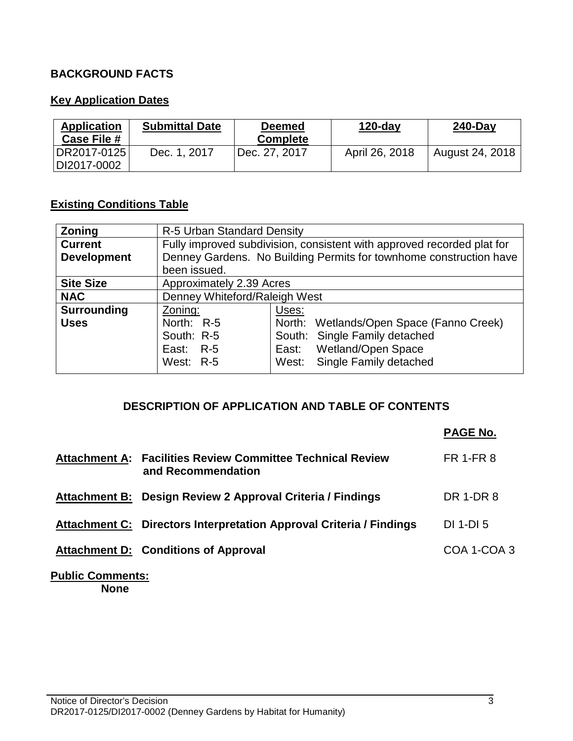## BACKGROUND FACTS

### Key Application Dates

| Application Case File # | Submittal Date | Deemed Complete | 120-day | 240-Day |
|---|---|---|---|---|
| DR2017-0125 DI2017-0002 | Dec. 1, 2017 | Dec. 27, 2017 | April 26, 2018 | August 24, 2018 |

### Existing Conditions Table

| | | |
|---|---|---|
| **Zoning** | R-5 Urban Standard Density | |
| **Current Development** | Fully improved subdivision, consistent with approved recorded plat for Denney Gardens. No Building Permits for townhome construction have been issued. | |
| **Site Size** | Approximately 2.39 Acres | |
| **NAC** | Denney Whiteford/Raleigh West | |
| **Surrounding Uses** | Zoning:<br>North: R-5<br>South: R-5<br>East: R-5<br>West: R-5 | Uses:<br>North: Wetlands/Open Space (Fanno Creek)<br>South: Single Family detached<br>East: Wetland/Open Space<br>West: Single Family detached |

## DESCRIPTION OF APPLICATION AND TABLE OF CONTENTS

| | | **PAGE No.** |
|---|---|---|
| **Attachment A:** | **Facilities Review Committee Technical Review and Recommendation** | FR 1-FR 8 |
| **Attachment B:** | **Design Review 2 Approval Criteria / Findings** | DR 1-DR 8 |
| **Attachment C:** | **Directors Interpretation Approval Criteria / Findings** | DI 1-DI 5 |
| **Attachment D:** | **Conditions of Approval** | COA 1-COA 3 |

**Public Comments:**

**None**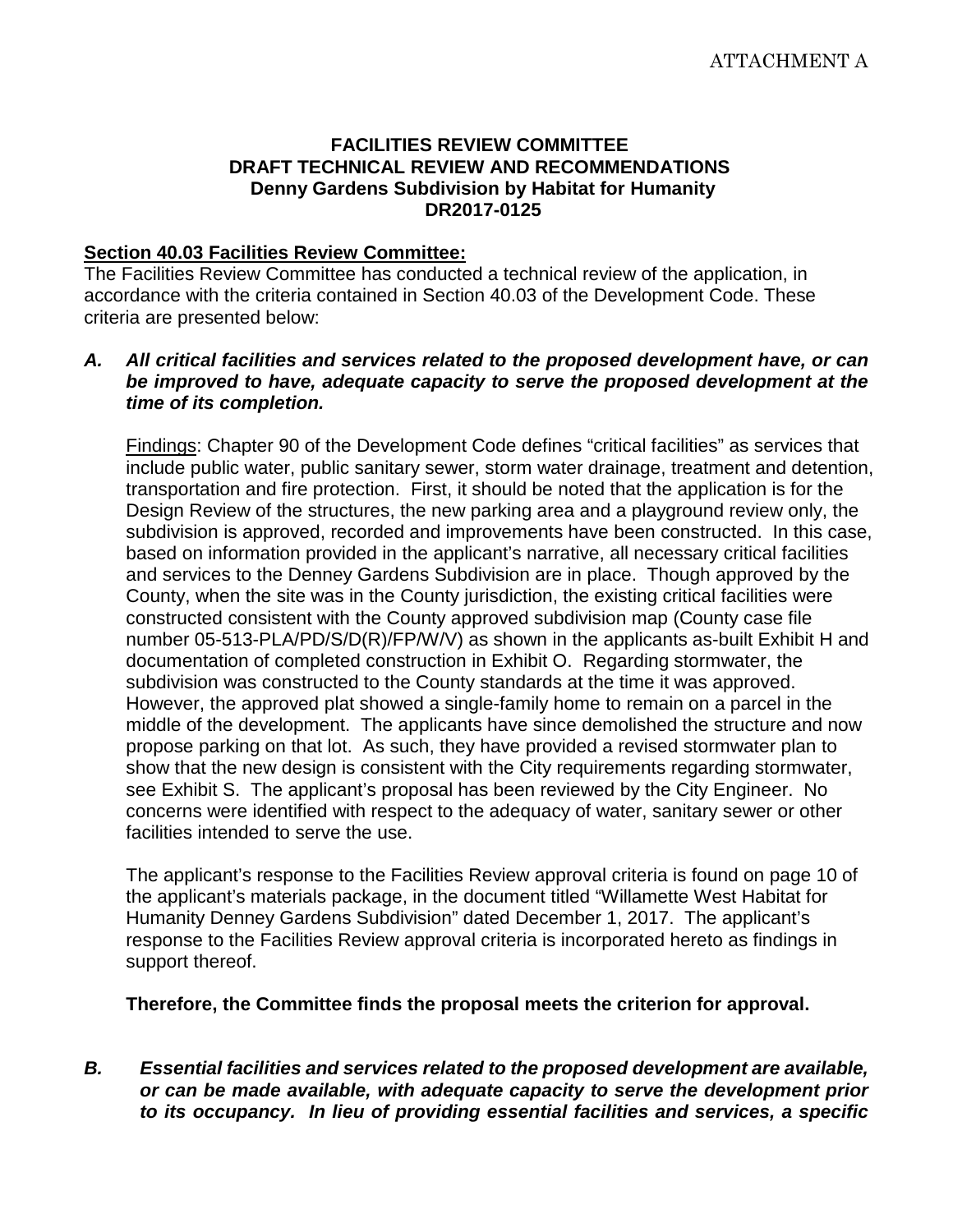ATTACHMENT A

**FACILITIES REVIEW COMMITTEE**
**DRAFT TECHNICAL REVIEW AND RECOMMENDATIONS**
**Denny Gardens Subdivision by Habitat for Humanity**
**DR2017-0125**

**Section 40.03 Facilities Review Committee:**

The Facilities Review Committee has conducted a technical review of the application, in accordance with the criteria contained in Section 40.03 of the Development Code. These criteria are presented below:

***A. All critical facilities and services related to the proposed development have, or can be improved to have, adequate capacity to serve the proposed development at the time of its completion.***

Findings: Chapter 90 of the Development Code defines "critical facilities" as services that include public water, public sanitary sewer, storm water drainage, treatment and detention, transportation and fire protection. First, it should be noted that the application is for the Design Review of the structures, the new parking area and a playground review only, the subdivision is approved, recorded and improvements have been constructed. In this case, based on information provided in the applicant's narrative, all necessary critical facilities and services to the Denney Gardens Subdivision are in place. Though approved by the County, when the site was in the County jurisdiction, the existing critical facilities were constructed consistent with the County approved subdivision map (County case file number 05-513-PLA/PD/S/D(R)/FP/W/V) as shown in the applicants as-built Exhibit H and documentation of completed construction in Exhibit O. Regarding stormwater, the subdivision was constructed to the County standards at the time it was approved. However, the approved plat showed a single-family home to remain on a parcel in the middle of the development. The applicants have since demolished the structure and now propose parking on that lot. As such, they have provided a revised stormwater plan to show that the new design is consistent with the City requirements regarding stormwater, see Exhibit S. The applicant's proposal has been reviewed by the City Engineer. No concerns were identified with respect to the adequacy of water, sanitary sewer or other facilities intended to serve the use.

The applicant's response to the Facilities Review approval criteria is found on page 10 of the applicant's materials package, in the document titled "Willamette West Habitat for Humanity Denney Gardens Subdivision" dated December 1, 2017. The applicant's response to the Facilities Review approval criteria is incorporated hereto as findings in support thereof.

**Therefore, the Committee finds the proposal meets the criterion for approval.**

***B. Essential facilities and services related to the proposed development are available, or can be made available, with adequate capacity to serve the development prior to its occupancy. In lieu of providing essential facilities and services, a specific***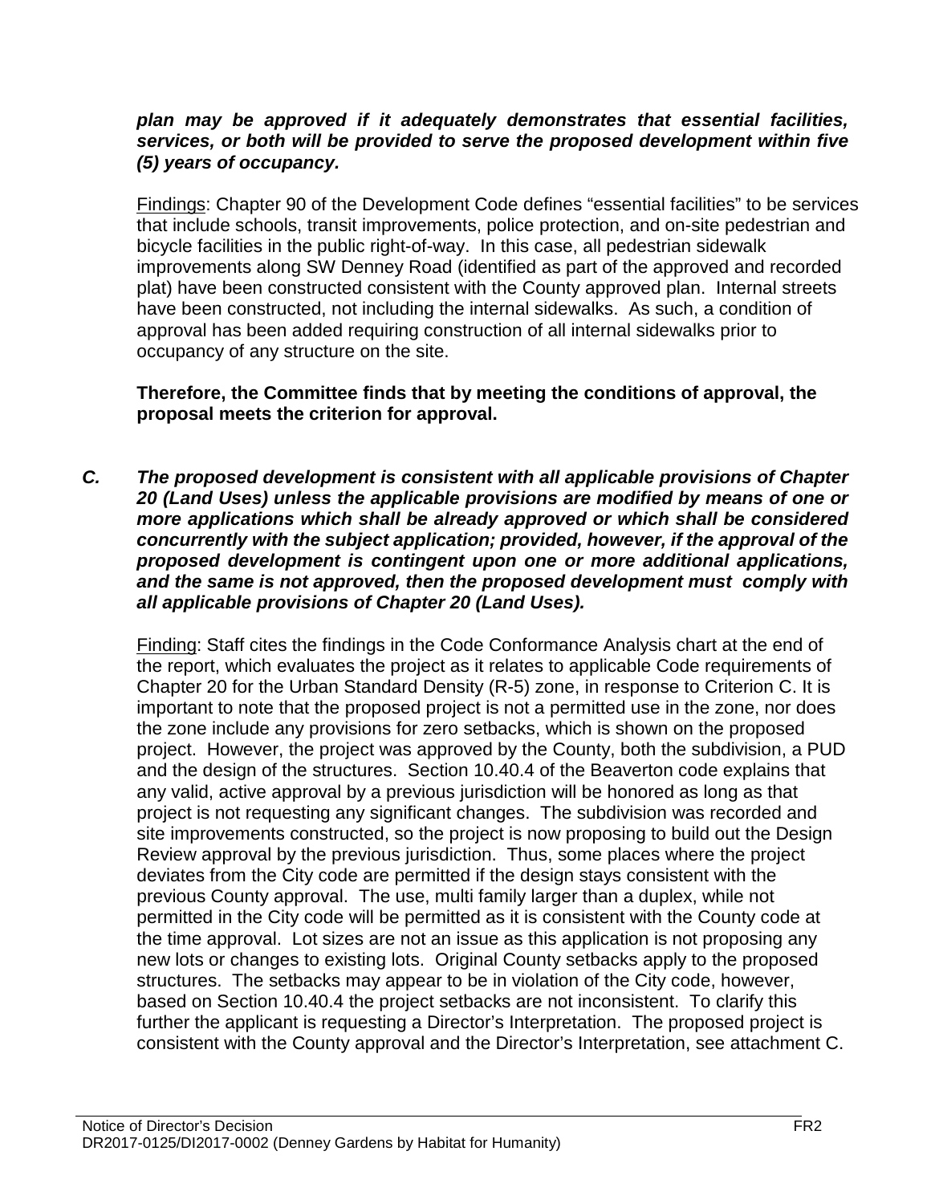***plan may be approved if it adequately demonstrates that essential facilities, services, or both will be provided to serve the proposed development within five (5) years of occupancy.***

Findings: Chapter 90 of the Development Code defines "essential facilities" to be services that include schools, transit improvements, police protection, and on-site pedestrian and bicycle facilities in the public right-of-way. In this case, all pedestrian sidewalk improvements along SW Denney Road (identified as part of the approved and recorded plat) have been constructed consistent with the County approved plan. Internal streets have been constructed, not including the internal sidewalks. As such, a condition of approval has been added requiring construction of all internal sidewalks prior to occupancy of any structure on the site.

**Therefore, the Committee finds that by meeting the conditions of approval, the proposal meets the criterion for approval.**

***C. The proposed development is consistent with all applicable provisions of Chapter 20 (Land Uses) unless the applicable provisions are modified by means of one or more applications which shall be already approved or which shall be considered concurrently with the subject application; provided, however, if the approval of the proposed development is contingent upon one or more additional applications, and the same is not approved, then the proposed development must comply with all applicable provisions of Chapter 20 (Land Uses).***

Finding: Staff cites the findings in the Code Conformance Analysis chart at the end of the report, which evaluates the project as it relates to applicable Code requirements of Chapter 20 for the Urban Standard Density (R-5) zone, in response to Criterion C. It is important to note that the proposed project is not a permitted use in the zone, nor does the zone include any provisions for zero setbacks, which is shown on the proposed project. However, the project was approved by the County, both the subdivision, a PUD and the design of the structures. Section 10.40.4 of the Beaverton code explains that any valid, active approval by a previous jurisdiction will be honored as long as that project is not requesting any significant changes. The subdivision was recorded and site improvements constructed, so the project is now proposing to build out the Design Review approval by the previous jurisdiction. Thus, some places where the project deviates from the City code are permitted if the design stays consistent with the previous County approval. The use, multi family larger than a duplex, while not permitted in the City code will be permitted as it is consistent with the County code at the time approval. Lot sizes are not an issue as this application is not proposing any new lots or changes to existing lots. Original County setbacks apply to the proposed structures. The setbacks may appear to be in violation of the City code, however, based on Section 10.40.4 the project setbacks are not inconsistent. To clarify this further the applicant is requesting a Director's Interpretation. The proposed project is consistent with the County approval and the Director's Interpretation, see attachment C.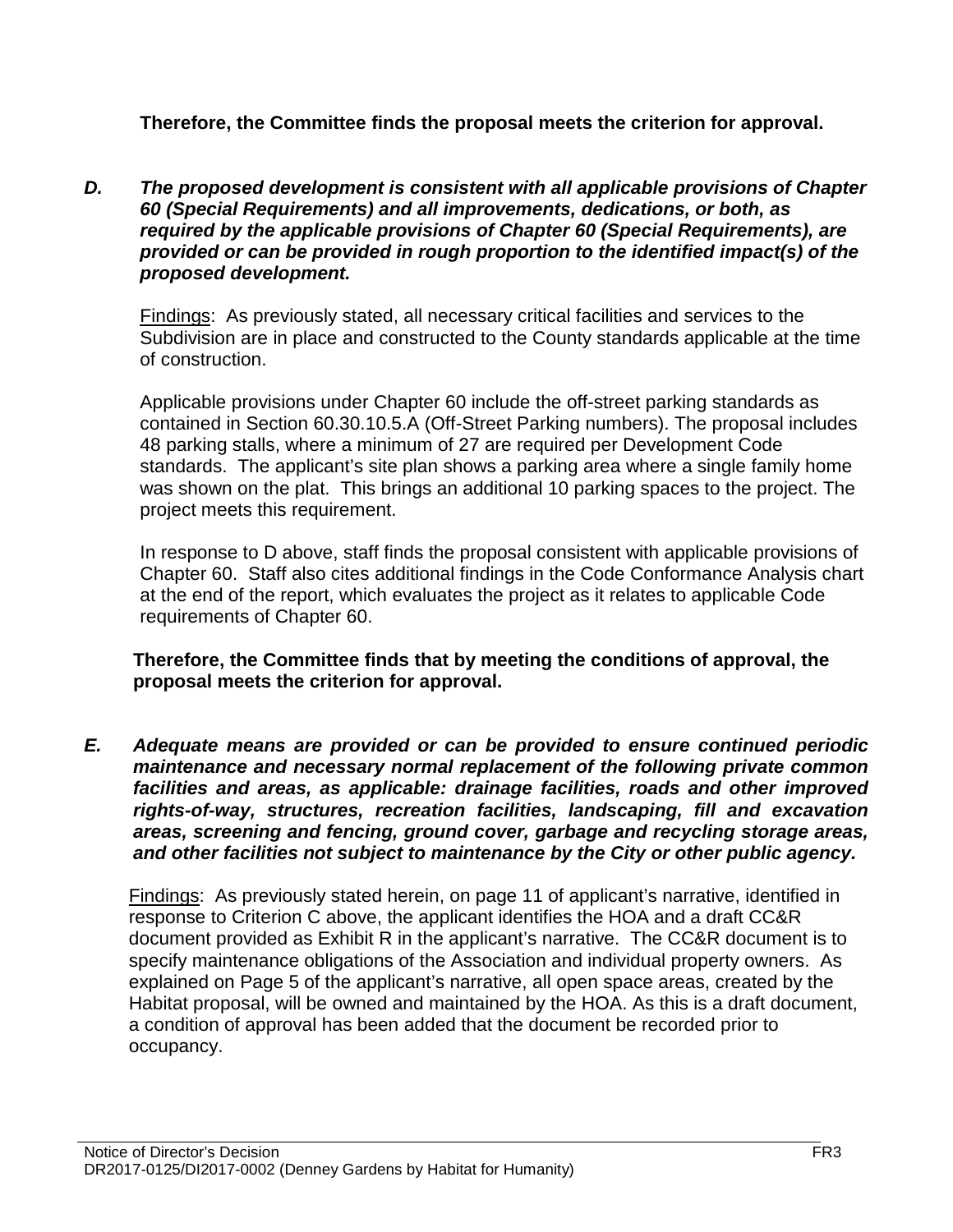**Therefore, the Committee finds the proposal meets the criterion for approval.**

***D. The proposed development is consistent with all applicable provisions of Chapter 60 (Special Requirements) and all improvements, dedications, or both, as required by the applicable provisions of Chapter 60 (Special Requirements), are provided or can be provided in rough proportion to the identified impact(s) of the proposed development.***

Findings: As previously stated, all necessary critical facilities and services to the Subdivision are in place and constructed to the County standards applicable at the time of construction.

Applicable provisions under Chapter 60 include the off-street parking standards as contained in Section 60.30.10.5.A (Off-Street Parking numbers). The proposal includes 48 parking stalls, where a minimum of 27 are required per Development Code standards. The applicant's site plan shows a parking area where a single family home was shown on the plat. This brings an additional 10 parking spaces to the project. The project meets this requirement.

In response to D above, staff finds the proposal consistent with applicable provisions of Chapter 60. Staff also cites additional findings in the Code Conformance Analysis chart at the end of the report, which evaluates the project as it relates to applicable Code requirements of Chapter 60.

**Therefore, the Committee finds that by meeting the conditions of approval, the proposal meets the criterion for approval.**

***E. Adequate means are provided or can be provided to ensure continued periodic maintenance and necessary normal replacement of the following private common facilities and areas, as applicable: drainage facilities, roads and other improved rights-of-way, structures, recreation facilities, landscaping, fill and excavation areas, screening and fencing, ground cover, garbage and recycling storage areas, and other facilities not subject to maintenance by the City or other public agency.***

Findings: As previously stated herein, on page 11 of applicant's narrative, identified in response to Criterion C above, the applicant identifies the HOA and a draft CC&R document provided as Exhibit R in the applicant's narrative. The CC&R document is to specify maintenance obligations of the Association and individual property owners. As explained on Page 5 of the applicant's narrative, all open space areas, created by the Habitat proposal, will be owned and maintained by the HOA. As this is a draft document, a condition of approval has been added that the document be recorded prior to occupancy.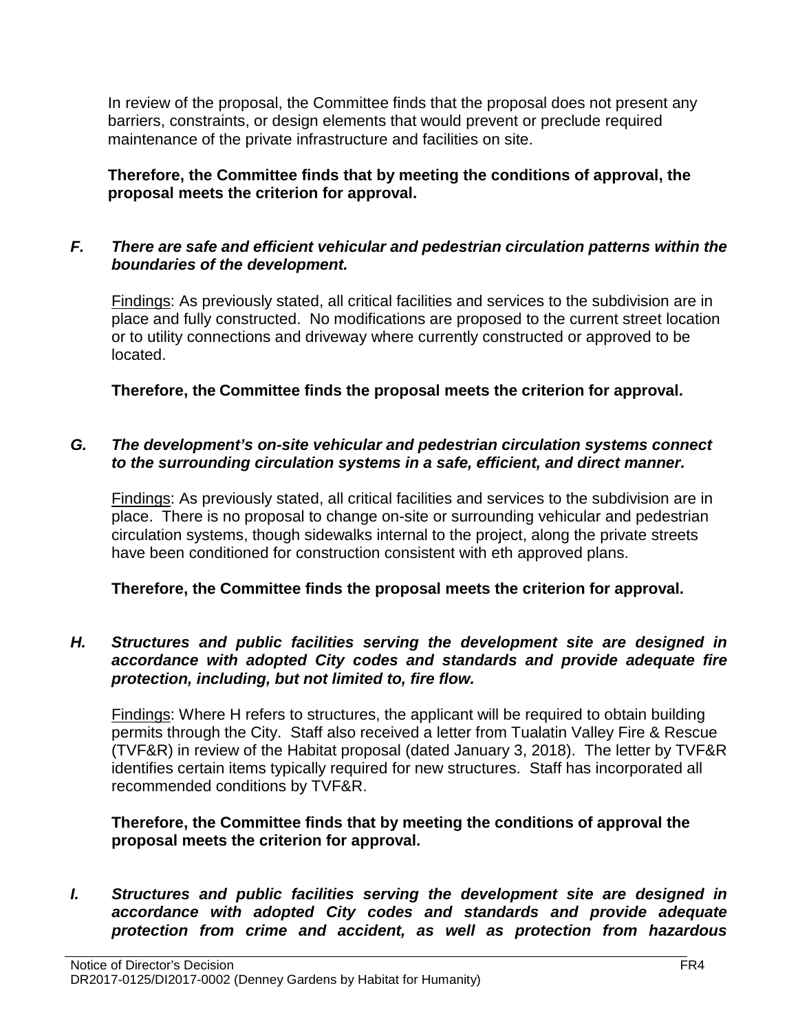In review of the proposal, the Committee finds that the proposal does not present any barriers, constraints, or design elements that would prevent or preclude required maintenance of the private infrastructure and facilities on site.

**Therefore, the Committee finds that by meeting the conditions of approval, the proposal meets the criterion for approval.**

***F. There are safe and efficient vehicular and pedestrian circulation patterns within the boundaries of the development.***

Findings: As previously stated, all critical facilities and services to the subdivision are in place and fully constructed. No modifications are proposed to the current street location or to utility connections and driveway where currently constructed or approved to be located.

**Therefore, the Committee finds the proposal meets the criterion for approval.**

***G. The development's on-site vehicular and pedestrian circulation systems connect to the surrounding circulation systems in a safe, efficient, and direct manner.***

Findings: As previously stated, all critical facilities and services to the subdivision are in place. There is no proposal to change on-site or surrounding vehicular and pedestrian circulation systems, though sidewalks internal to the project, along the private streets have been conditioned for construction consistent with eth approved plans.

**Therefore, the Committee finds the proposal meets the criterion for approval.**

***H. Structures and public facilities serving the development site are designed in accordance with adopted City codes and standards and provide adequate fire protection, including, but not limited to, fire flow.***

Findings: Where H refers to structures, the applicant will be required to obtain building permits through the City. Staff also received a letter from Tualatin Valley Fire & Rescue (TVF&R) in review of the Habitat proposal (dated January 3, 2018). The letter by TVF&R identifies certain items typically required for new structures. Staff has incorporated all recommended conditions by TVF&R.

**Therefore, the Committee finds that by meeting the conditions of approval the proposal meets the criterion for approval.**

***I. Structures and public facilities serving the development site are designed in accordance with adopted City codes and standards and provide adequate protection from crime and accident, as well as protection from hazardous***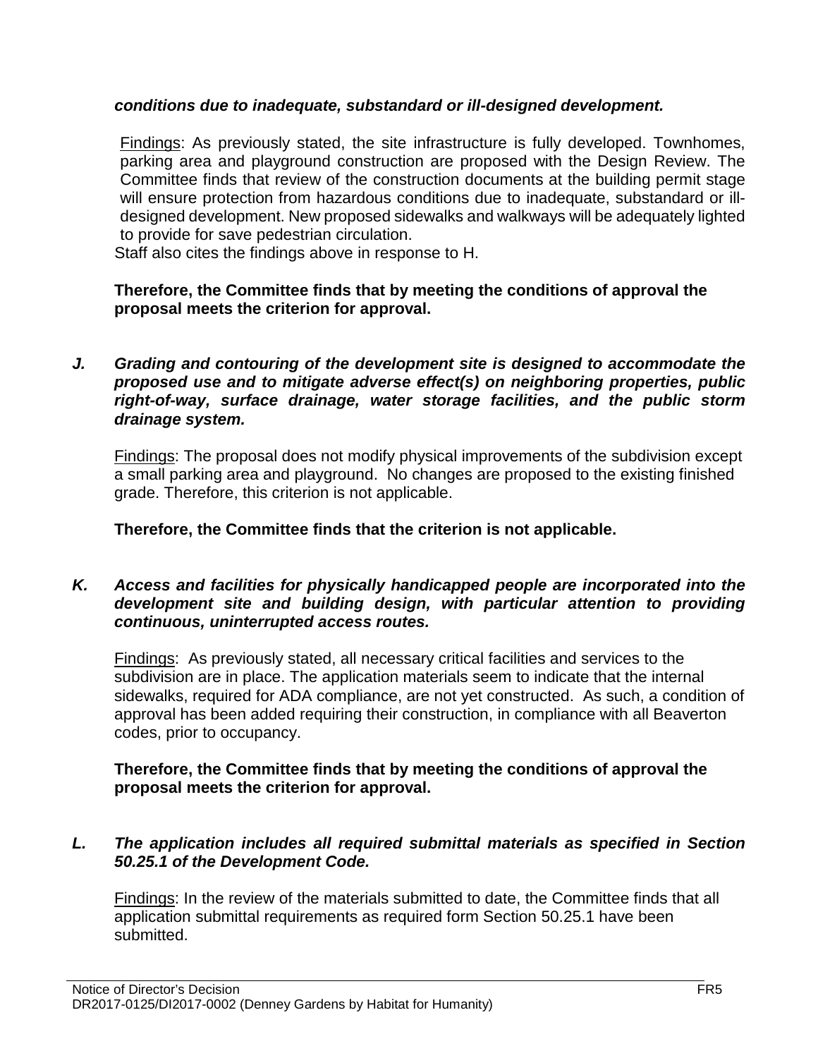***conditions due to inadequate, substandard or ill-designed development.***

Findings: As previously stated, the site infrastructure is fully developed. Townhomes, parking area and playground construction are proposed with the Design Review. The Committee finds that review of the construction documents at the building permit stage will ensure protection from hazardous conditions due to inadequate, substandard or ill-designed development. New proposed sidewalks and walkways will be adequately lighted to provide for save pedestrian circulation.

Staff also cites the findings above in response to H.

**Therefore, the Committee finds that by meeting the conditions of approval the proposal meets the criterion for approval.**

***J. Grading and contouring of the development site is designed to accommodate the proposed use and to mitigate adverse effect(s) on neighboring properties, public right-of-way, surface drainage, water storage facilities, and the public storm drainage system.***

Findings: The proposal does not modify physical improvements of the subdivision except a small parking area and playground. No changes are proposed to the existing finished grade. Therefore, this criterion is not applicable.

**Therefore, the Committee finds that the criterion is not applicable.**

***K. Access and facilities for physically handicapped people are incorporated into the development site and building design, with particular attention to providing continuous, uninterrupted access routes.***

Findings: As previously stated, all necessary critical facilities and services to the subdivision are in place. The application materials seem to indicate that the internal sidewalks, required for ADA compliance, are not yet constructed. As such, a condition of approval has been added requiring their construction, in compliance with all Beaverton codes, prior to occupancy.

**Therefore, the Committee finds that by meeting the conditions of approval the proposal meets the criterion for approval.**

***L. The application includes all required submittal materials as specified in Section 50.25.1 of the Development Code.***

Findings: In the review of the materials submitted to date, the Committee finds that all application submittal requirements as required form Section 50.25.1 have been submitted.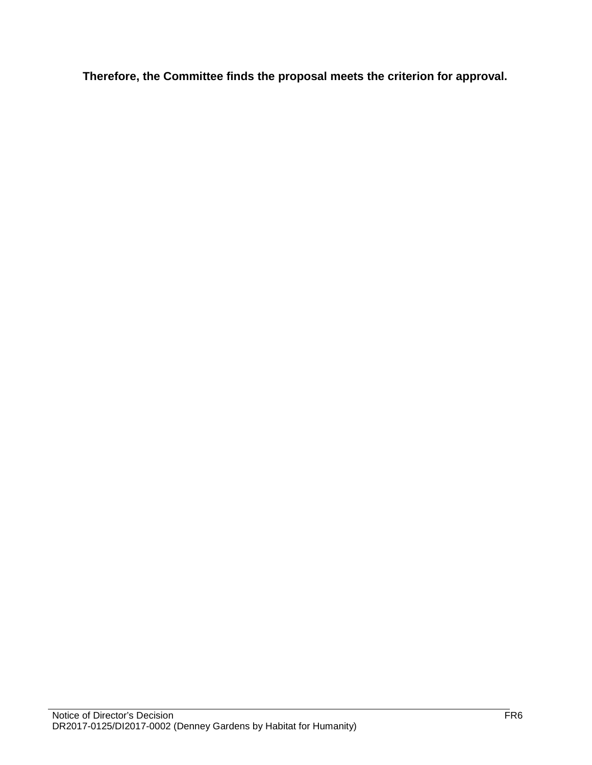**Therefore, the Committee finds the proposal meets the criterion for approval.**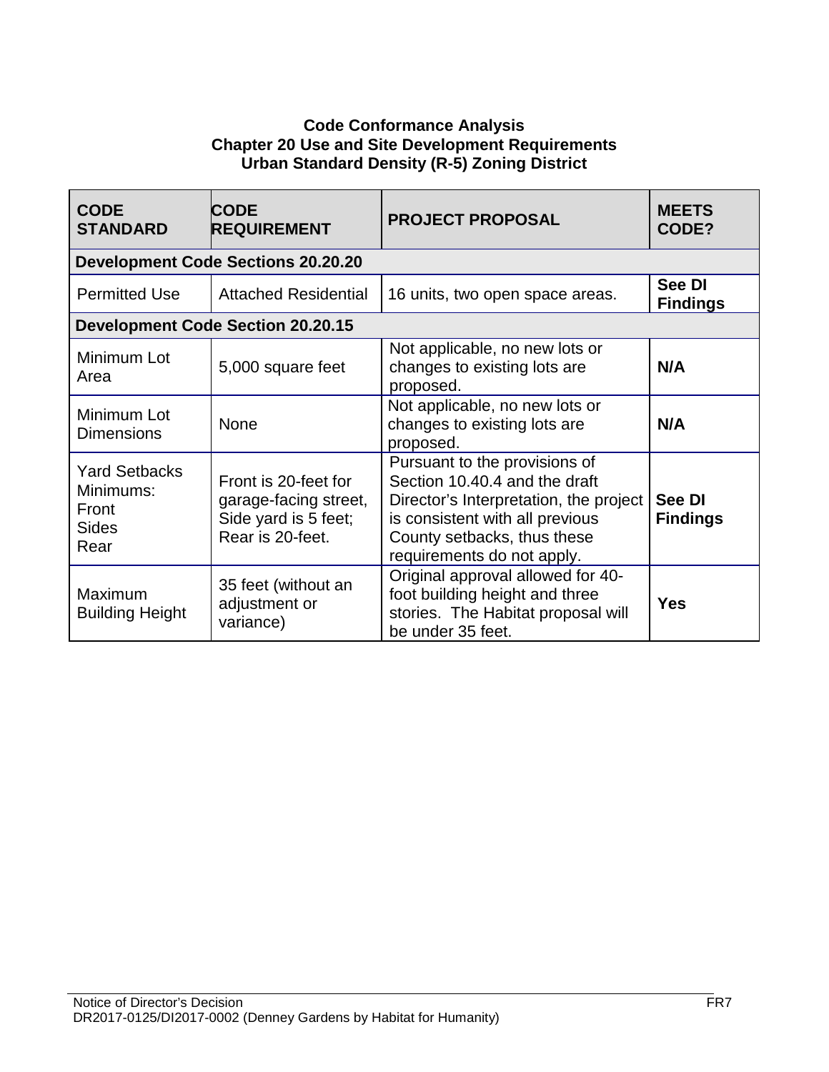**Code Conformance Analysis**
**Chapter 20 Use and Site Development Requirements**
**Urban Standard Density (R-5) Zoning District**

| CODE STANDARD | CODE REQUIREMENT | PROJECT PROPOSAL | MEETS CODE? |
|---|---|---|---|
| **Development Code Sections 20.20.20** | | | |
| Permitted Use | Attached Residential | 16 units, two open space areas. | **See DI Findings** |
| **Development Code Section 20.20.15** | | | |
| Minimum Lot Area | 5,000 square feet | Not applicable, no new lots or changes to existing lots are proposed. | **N/A** |
| Minimum Lot Dimensions | None | Not applicable, no new lots or changes to existing lots are proposed. | **N/A** |
| Yard Setbacks Minimums: Front Sides Rear | Front is 20-feet for garage-facing street, Side yard is 5 feet; Rear is 20-feet. | Pursuant to the provisions of Section 10.40.4 and the draft Director's Interpretation, the project is consistent with all previous County setbacks, thus these requirements do not apply. | **See DI Findings** |
| Maximum Building Height | 35 feet (without an adjustment or variance) | Original approval allowed for 40-foot building height and three stories. The Habitat proposal will be under 35 feet. | **Yes** |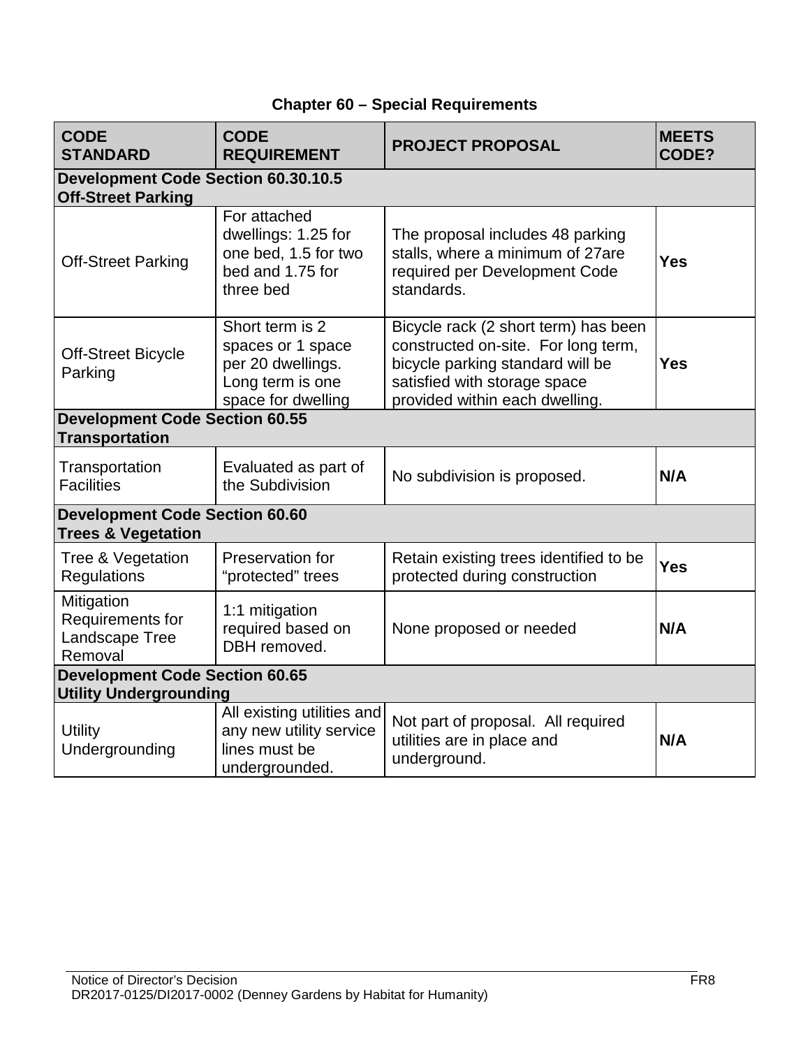## Chapter 60 – Special Requirements

| CODE STANDARD | CODE REQUIREMENT | PROJECT PROPOSAL | MEETS CODE? |
|---|---|---|---|
| **Development Code Section 60.30.10.5 Off-Street Parking** | | | |
| Off-Street Parking | For attached dwellings: 1.25 for one bed, 1.5 for two bed and 1.75 for three bed | The proposal includes 48 parking stalls, where a minimum of 27are required per Development Code standards. | **Yes** |
| Off-Street Bicycle Parking | Short term is 2 spaces or 1 space per 20 dwellings. Long term is one space for dwelling | Bicycle rack (2 short term) has been constructed on-site. For long term, bicycle parking standard will be satisfied with storage space provided within each dwelling. | **Yes** |
| **Development Code Section 60.55 Transportation** | | | |
| Transportation Facilities | Evaluated as part of the Subdivision | No subdivision is proposed. | **N/A** |
| **Development Code Section 60.60 Trees & Vegetation** | | | |
| Tree & Vegetation Regulations | Preservation for "protected" trees | Retain existing trees identified to be protected during construction | **Yes** |
| Mitigation Requirements for Landscape Tree Removal | 1:1 mitigation required based on DBH removed. | None proposed or needed | **N/A** |
| **Development Code Section 60.65 Utility Undergrounding** | | | |
| Utility Undergrounding | All existing utilities and any new utility service lines must be undergrounded. | Not part of proposal. All required utilities are in place and underground. | **N/A** |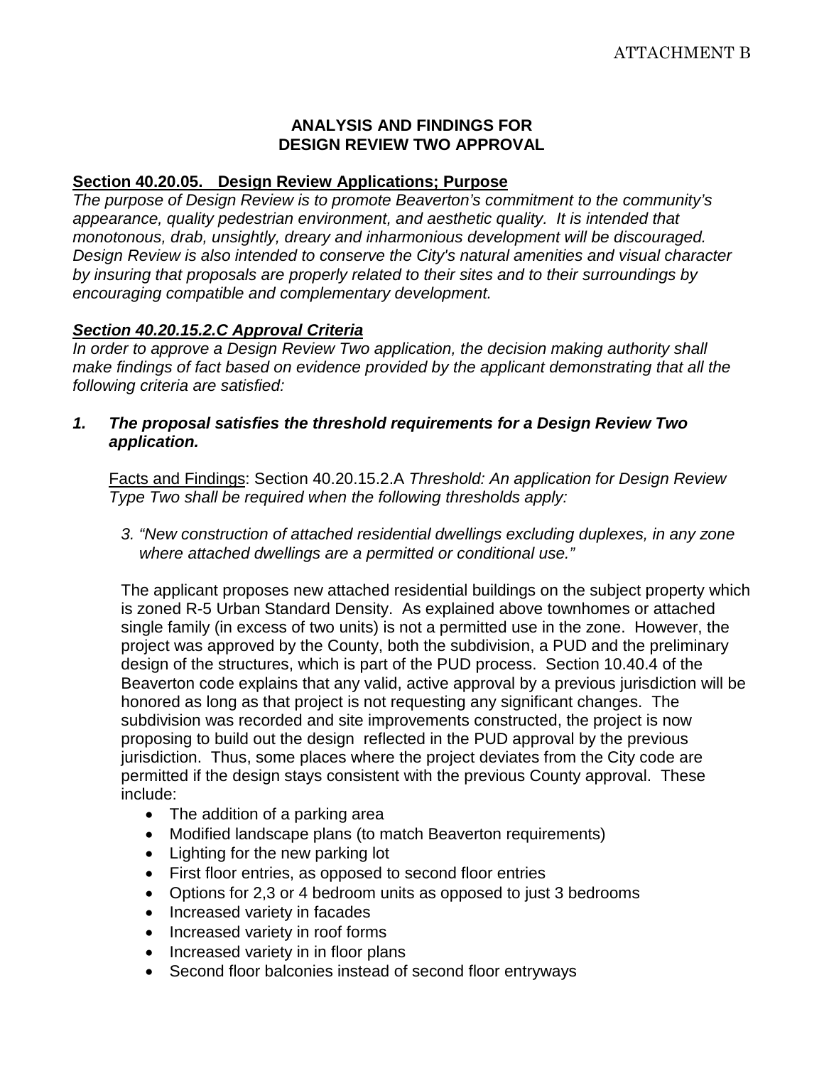ATTACHMENT B

**ANALYSIS AND FINDINGS FOR**
**DESIGN REVIEW TWO APPROVAL**

**Section 40.20.05. Design Review Applications; Purpose**

*The purpose of Design Review is to promote Beaverton's commitment to the community's appearance, quality pedestrian environment, and aesthetic quality. It is intended that monotonous, drab, unsightly, dreary and inharmonious development will be discouraged. Design Review is also intended to conserve the City's natural amenities and visual character by insuring that proposals are properly related to their sites and to their surroundings by encouraging compatible and complementary development.*

***Section 40.20.15.2.C Approval Criteria***

*In order to approve a Design Review Two application, the decision making authority shall make findings of fact based on evidence provided by the applicant demonstrating that all the following criteria are satisfied:*

***1. The proposal satisfies the threshold requirements for a Design Review Two application.***

Facts and Findings: Section 40.20.15.2.A *Threshold: An application for Design Review Type Two shall be required when the following thresholds apply:*

*3. "New construction of attached residential dwellings excluding duplexes, in any zone where attached dwellings are a permitted or conditional use."*

The applicant proposes new attached residential buildings on the subject property which is zoned R-5 Urban Standard Density. As explained above townhomes or attached single family (in excess of two units) is not a permitted use in the zone. However, the project was approved by the County, both the subdivision, a PUD and the preliminary design of the structures, which is part of the PUD process. Section 10.40.4 of the Beaverton code explains that any valid, active approval by a previous jurisdiction will be honored as long as that project is not requesting any significant changes. The subdivision was recorded and site improvements constructed, the project is now proposing to build out the design reflected in the PUD approval by the previous jurisdiction. Thus, some places where the project deviates from the City code are permitted if the design stays consistent with the previous County approval. These include:

- The addition of a parking area
- Modified landscape plans (to match Beaverton requirements)
- Lighting for the new parking lot
- First floor entries, as opposed to second floor entries
- Options for 2,3 or 4 bedroom units as opposed to just 3 bedrooms
- Increased variety in facades
- Increased variety in roof forms
- Increased variety in in floor plans
- Second floor balconies instead of second floor entryways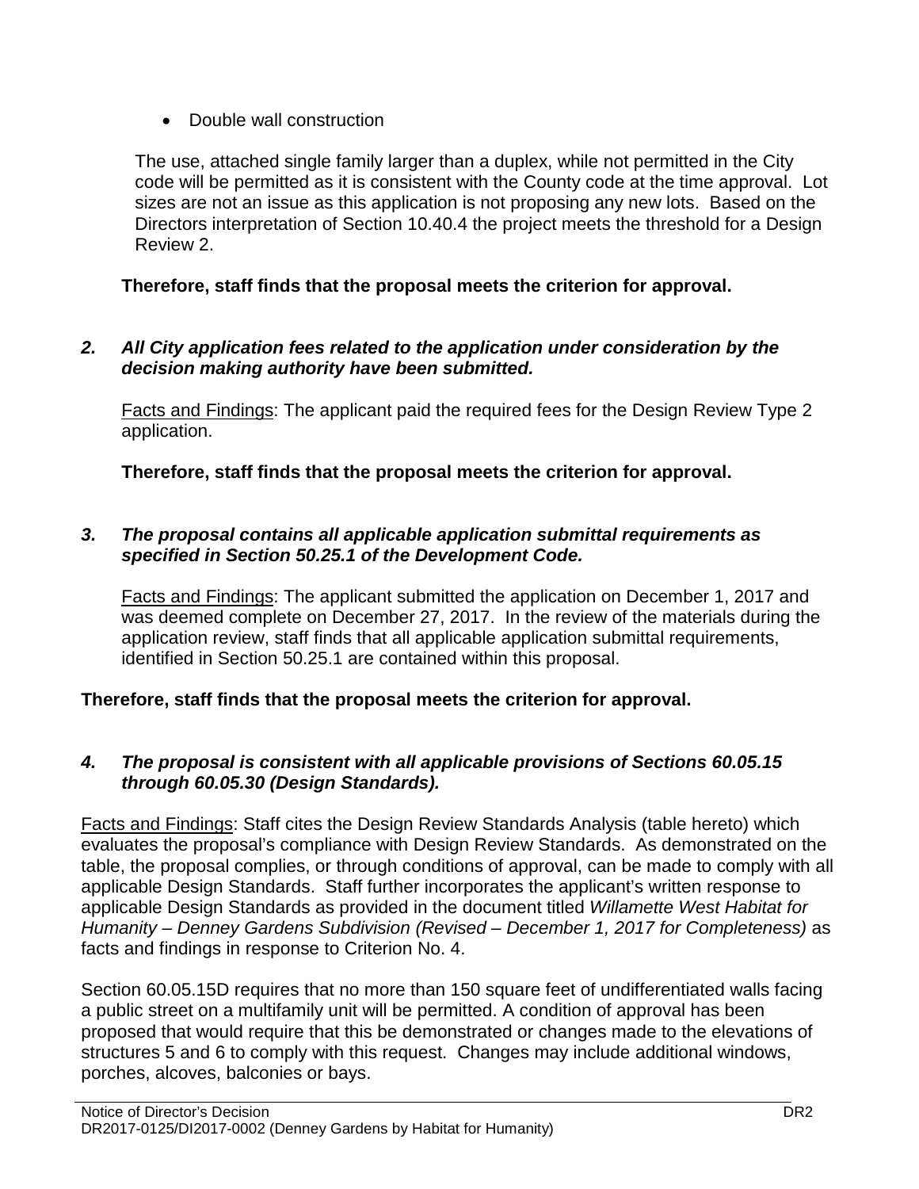- Double wall construction

The use, attached single family larger than a duplex, while not permitted in the City code will be permitted as it is consistent with the County code at the time approval. Lot sizes are not an issue as this application is not proposing any new lots. Based on the Directors interpretation of Section 10.40.4 the project meets the threshold for a Design Review 2.

**Therefore, staff finds that the proposal meets the criterion for approval.**

***2. All City application fees related to the application under consideration by the decision making authority have been submitted.***

Facts and Findings: The applicant paid the required fees for the Design Review Type 2 application.

**Therefore, staff finds that the proposal meets the criterion for approval.**

***3. The proposal contains all applicable application submittal requirements as specified in Section 50.25.1 of the Development Code.***

Facts and Findings: The applicant submitted the application on December 1, 2017 and was deemed complete on December 27, 2017. In the review of the materials during the application review, staff finds that all applicable application submittal requirements, identified in Section 50.25.1 are contained within this proposal.

**Therefore, staff finds that the proposal meets the criterion for approval.**

***4. The proposal is consistent with all applicable provisions of Sections 60.05.15 through 60.05.30 (Design Standards).***

Facts and Findings: Staff cites the Design Review Standards Analysis (table hereto) which evaluates the proposal's compliance with Design Review Standards. As demonstrated on the table, the proposal complies, or through conditions of approval, can be made to comply with all applicable Design Standards. Staff further incorporates the applicant's written response to applicable Design Standards as provided in the document titled *Willamette West Habitat for Humanity – Denney Gardens Subdivision (Revised – December 1, 2017 for Completeness)* as facts and findings in response to Criterion No. 4.

Section 60.05.15D requires that no more than 150 square feet of undifferentiated walls facing a public street on a multifamily unit will be permitted. A condition of approval has been proposed that would require that this be demonstrated or changes made to the elevations of structures 5 and 6 to comply with this request. Changes may include additional windows, porches, alcoves, balconies or bays.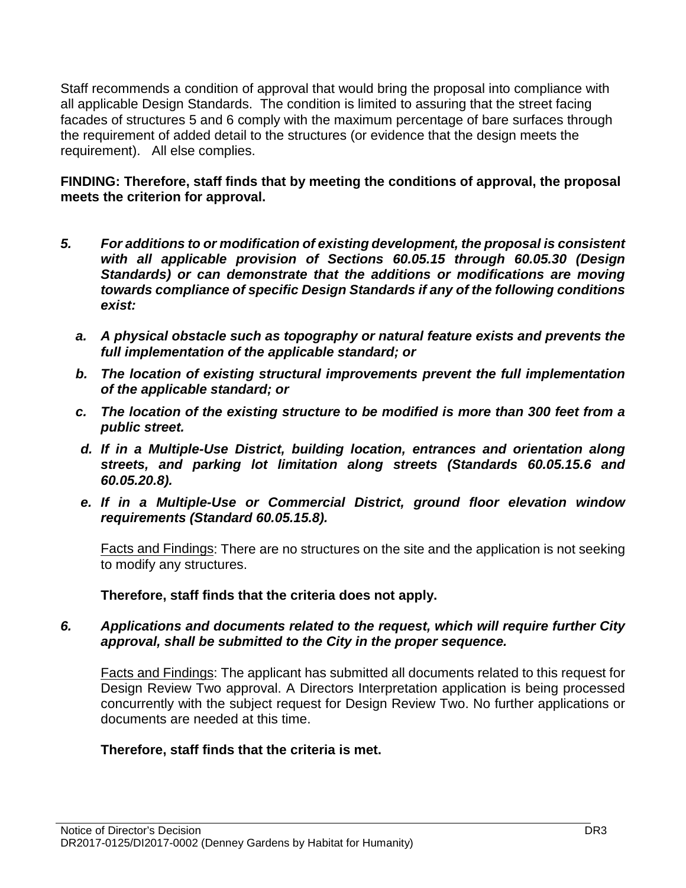Staff recommends a condition of approval that would bring the proposal into compliance with all applicable Design Standards. The condition is limited to assuring that the street facing facades of structures 5 and 6 comply with the maximum percentage of bare surfaces through the requirement of added detail to the structures (or evidence that the design meets the requirement). All else complies.

**FINDING: Therefore, staff finds that by meeting the conditions of approval, the proposal meets the criterion for approval.**

***5. For additions to or modification of existing development, the proposal is consistent with all applicable provision of Sections 60.05.15 through 60.05.30 (Design Standards) or can demonstrate that the additions or modifications are moving towards compliance of specific Design Standards if any of the following conditions exist:***

***a. A physical obstacle such as topography or natural feature exists and prevents the full implementation of the applicable standard; or***

***b. The location of existing structural improvements prevent the full implementation of the applicable standard; or***

***c. The location of the existing structure to be modified is more than 300 feet from a public street.***

***d. If in a Multiple-Use District, building location, entrances and orientation along streets, and parking lot limitation along streets (Standards 60.05.15.6 and 60.05.20.8).***

***e. If in a Multiple-Use or Commercial District, ground floor elevation window requirements (Standard 60.05.15.8).***

Facts and Findings: There are no structures on the site and the application is not seeking to modify any structures.

**Therefore, staff finds that the criteria does not apply.**

***6. Applications and documents related to the request, which will require further City approval, shall be submitted to the City in the proper sequence.***

Facts and Findings: The applicant has submitted all documents related to this request for Design Review Two approval. A Directors Interpretation application is being processed concurrently with the subject request for Design Review Two. No further applications or documents are needed at this time.

**Therefore, staff finds that the criteria is met.**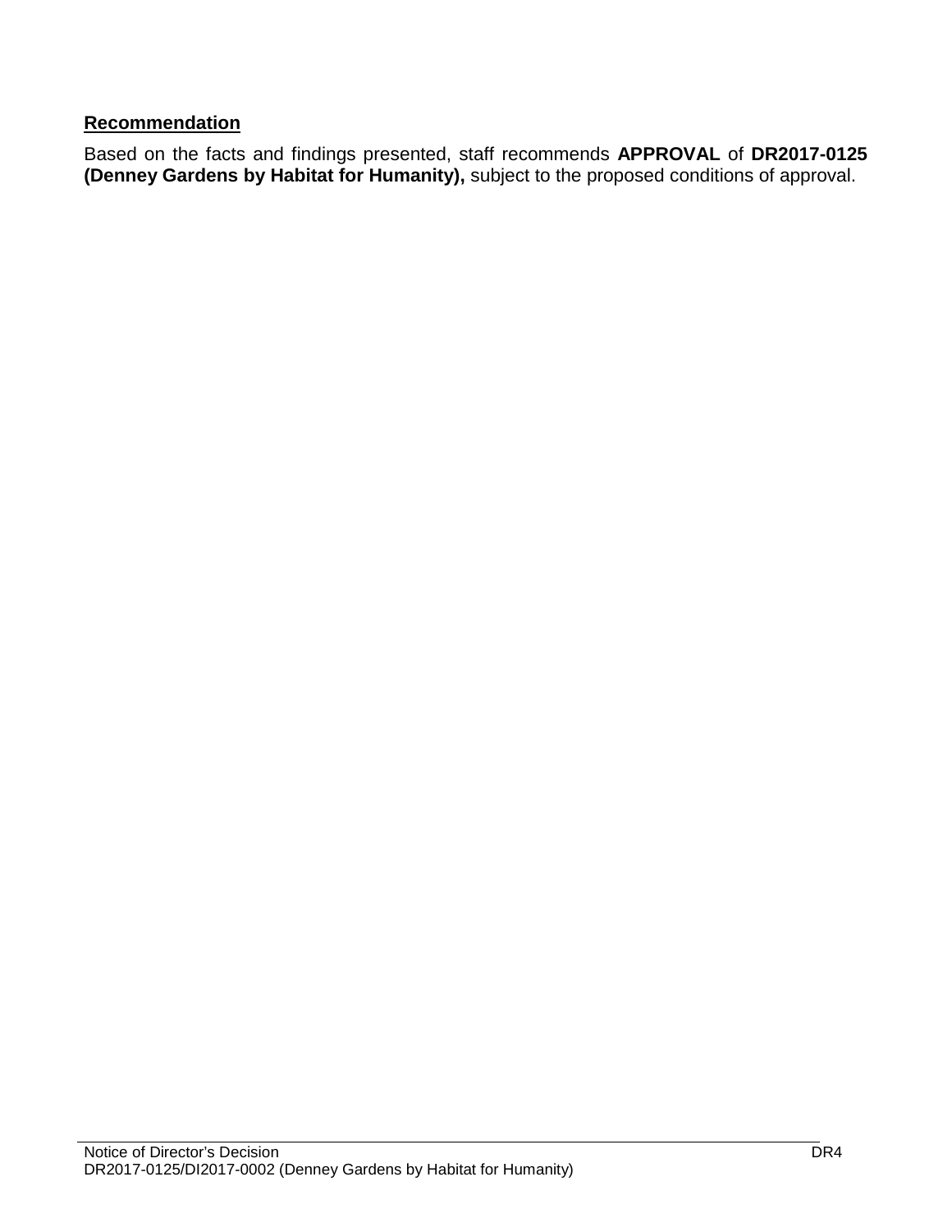**Recommendation**

Based on the facts and findings presented, staff recommends **APPROVAL** of **DR2017-0125 (Denney Gardens by Habitat for Humanity),** subject to the proposed conditions of approval.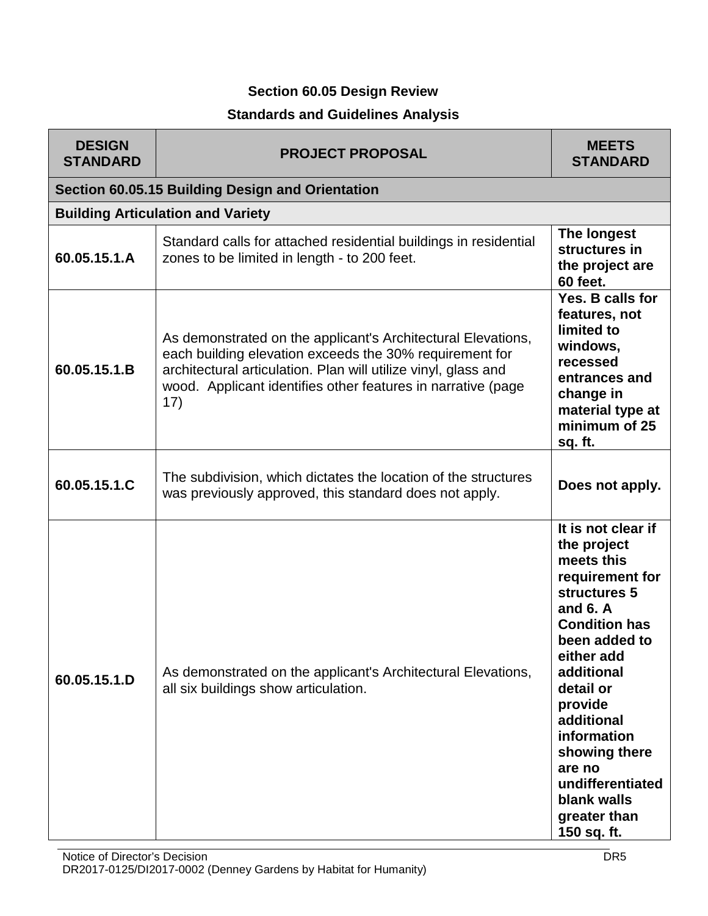## Section 60.05 Design Review

### Standards and Guidelines Analysis

| DESIGN STANDARD | PROJECT PROPOSAL | MEETS STANDARD |
|---|---|---|
| **Section 60.05.15 Building Design and Orientation** | | |
| **Building Articulation and Variety** | | |
| **60.05.15.1.A** | Standard calls for attached residential buildings in residential zones to be limited in length - to 200 feet. | **The longest structures in the project are 60 feet.** |
| **60.05.15.1.B** | As demonstrated on the applicant's Architectural Elevations, each building elevation exceeds the 30% requirement for architectural articulation. Plan will utilize vinyl, glass and wood. Applicant identifies other features in narrative (page 17) | **Yes. B calls for features, not limited to windows, recessed entrances and change in material type at minimum of 25 sq. ft.** |
| **60.05.15.1.C** | The subdivision, which dictates the location of the structures was previously approved, this standard does not apply. | **Does not apply.** |
| **60.05.15.1.D** | As demonstrated on the applicant's Architectural Elevations, all six buildings show articulation. | **It is not clear if the project meets this requirement for structures 5 and 6. A Condition has been added to either add additional detail or provide additional information showing there are no undifferentiated blank walls greater than 150 sq. ft.** |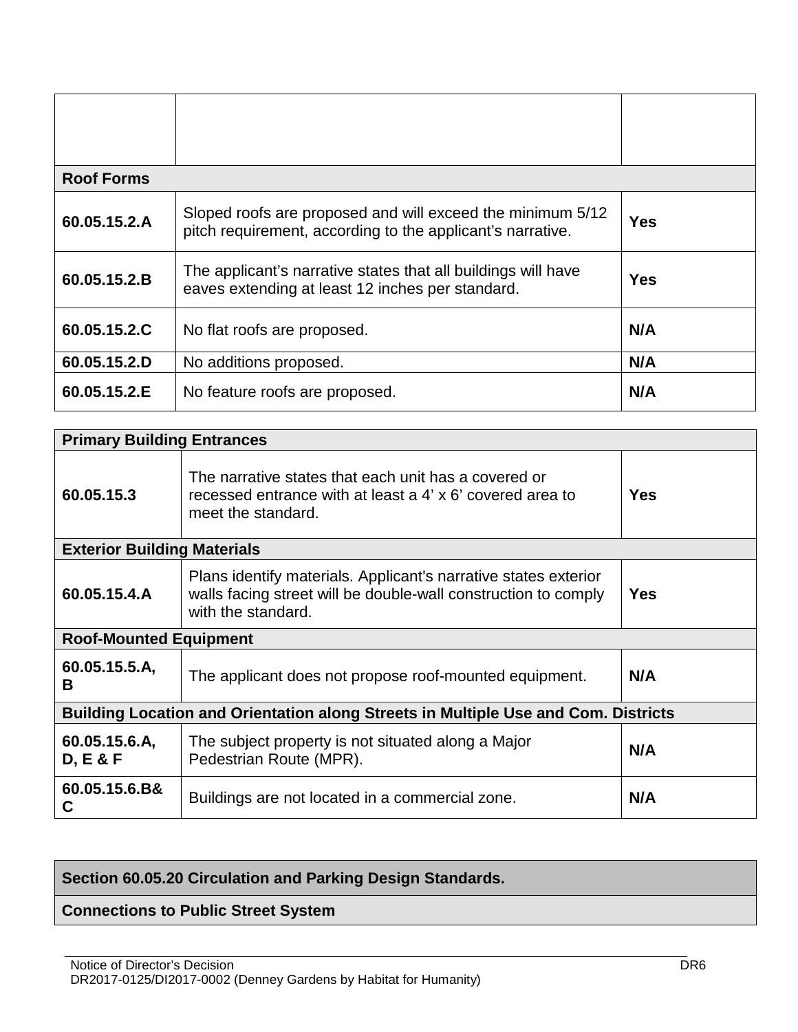| | | |
|---|---|---|
| | | |
| **Roof Forms** | | |
| **60.05.15.2.A** | Sloped roofs are proposed and will exceed the minimum 5/12 pitch requirement, according to the applicant's narrative. | **Yes** |
| **60.05.15.2.B** | The applicant's narrative states that all buildings will have eaves extending at least 12 inches per standard. | **Yes** |
| **60.05.15.2.C** | No flat roofs are proposed. | **N/A** |
| **60.05.15.2.D** | No additions proposed. | **N/A** |
| **60.05.15.2.E** | No feature roofs are proposed. | **N/A** |

| **Primary Building Entrances** | | |
|---|---|---|
| **60.05.15.3** | The narrative states that each unit has a covered or recessed entrance with at least a 4' x 6' covered area to meet the standard. | **Yes** |
| **Exterior Building Materials** | | |
| **60.05.15.4.A** | Plans identify materials. Applicant's narrative states exterior walls facing street will be double-wall construction to comply with the standard. | **Yes** |
| **Roof-Mounted Equipment** | | |
| **60.05.15.5.A, B** | The applicant does not propose roof-mounted equipment. | **N/A** |
| **Building Location and Orientation along Streets in Multiple Use and Com. Districts** | | |
| **60.05.15.6.A, D, E & F** | The subject property is not situated along a Major Pedestrian Route (MPR). | **N/A** |
| **60.05.15.6.B& C** | Buildings are not located in a commercial zone. | **N/A** |

| **Section 60.05.20 Circulation and Parking Design Standards.** |
|---|
| **Connections to Public Street System** |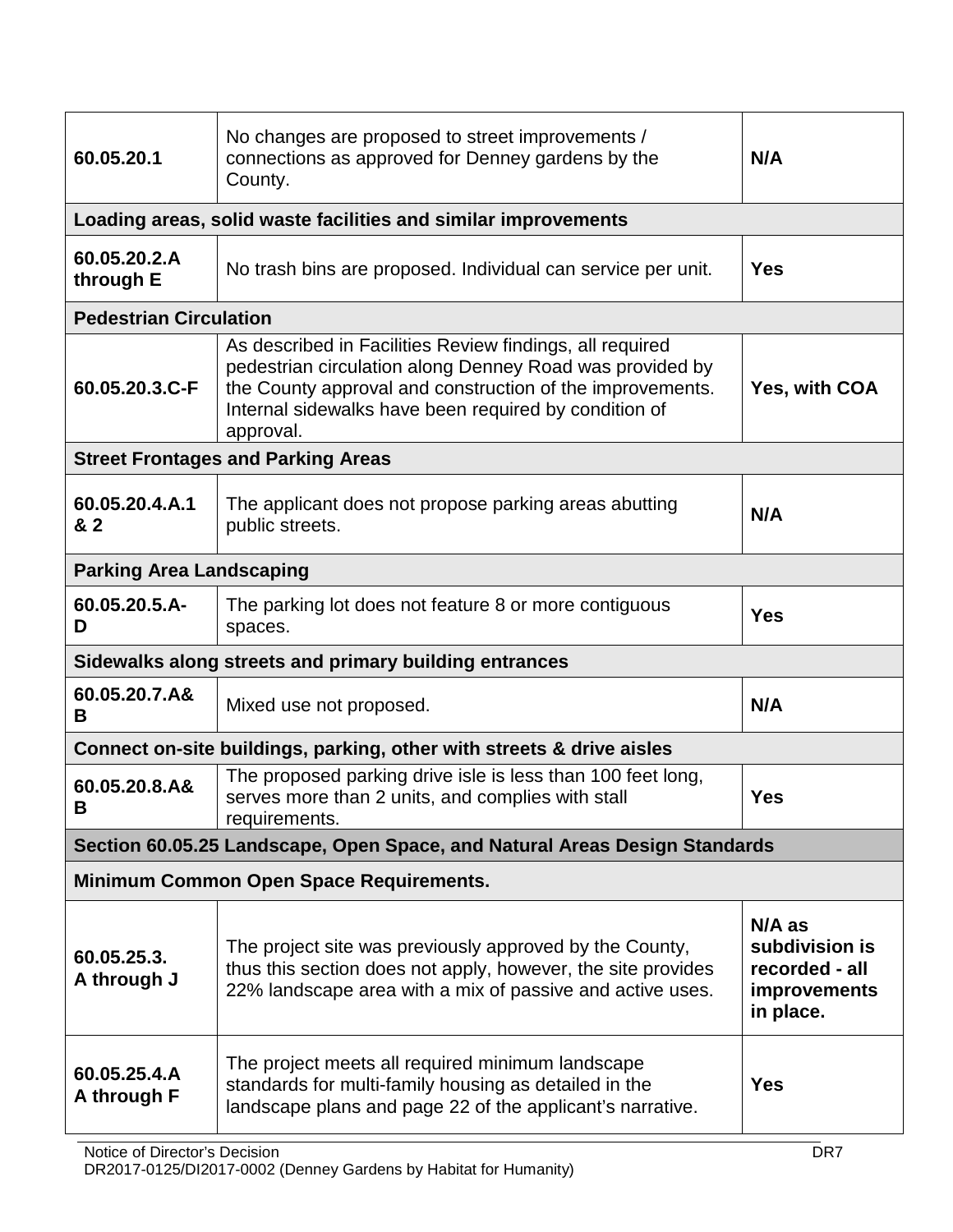| | | |
|---|---|---|
| 60.05.20.1 | No changes are proposed to street improvements / connections as approved for Denney gardens by the County. | **N/A** |
| **Loading areas, solid waste facilities and similar improvements** | | |
| **60.05.20.2.A through E** | No trash bins are proposed. Individual can service per unit. | **Yes** |
| **Pedestrian Circulation** | | |
| **60.05.20.3.C-F** | As described in Facilities Review findings, all required pedestrian circulation along Denney Road was provided by the County approval and construction of the improvements. Internal sidewalks have been required by condition of approval. | **Yes, with COA** |
| **Street Frontages and Parking Areas** | | |
| **60.05.20.4.A.1 & 2** | The applicant does not propose parking areas abutting public streets. | **N/A** |
| **Parking Area Landscaping** | | |
| **60.05.20.5.A-D** | The parking lot does not feature 8 or more contiguous spaces. | **Yes** |
| **Sidewalks along streets and primary building entrances** | | |
| **60.05.20.7.A& B** | Mixed use not proposed. | **N/A** |
| **Connect on-site buildings, parking, other with streets & drive aisles** | | |
| **60.05.20.8.A& B** | The proposed parking drive isle is less than 100 feet long, serves more than 2 units, and complies with stall requirements. | **Yes** |
| **Section 60.05.25 Landscape, Open Space, and Natural Areas Design Standards** | | |
| **Minimum Common Open Space Requirements.** | | |
| **60.05.25.3. A through J** | The project site was previously approved by the County, thus this section does not apply, however, the site provides 22% landscape area with a mix of passive and active uses. | **N/A as subdivision is recorded - all improvements in place.** |
| **60.05.25.4.A A through F** | The project meets all required minimum landscape standards for multi-family housing as detailed in the landscape plans and page 22 of the applicant's narrative. | **Yes** |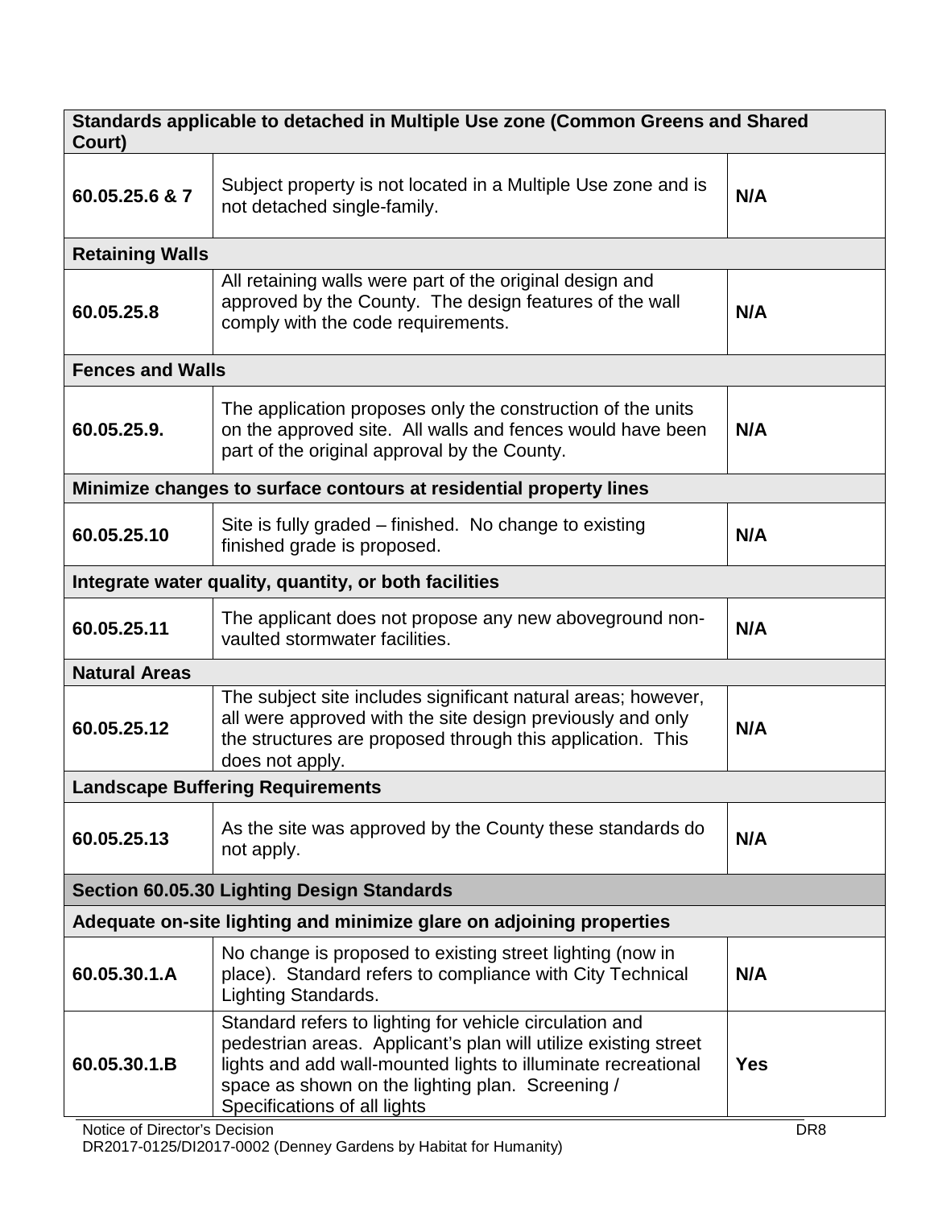| Standards applicable to detached in Multiple Use zone (Common Greens and Shared Court) | | |
|---|---|---|
| **60.05.25.6 & 7** | Subject property is not located in a Multiple Use zone and is not detached single-family. | **N/A** |
| **Retaining Walls** | | |
| **60.05.25.8** | All retaining walls were part of the original design and approved by the County. The design features of the wall comply with the code requirements. | **N/A** |
| **Fences and Walls** | | |
| **60.05.25.9.** | The application proposes only the construction of the units on the approved site. All walls and fences would have been part of the original approval by the County. | **N/A** |
| **Minimize changes to surface contours at residential property lines** | | |
| **60.05.25.10** | Site is fully graded – finished. No change to existing finished grade is proposed. | **N/A** |
| **Integrate water quality, quantity, or both facilities** | | |
| **60.05.25.11** | The applicant does not propose any new aboveground non-vaulted stormwater facilities. | **N/A** |
| **Natural Areas** | | |
| **60.05.25.12** | The subject site includes significant natural areas; however, all were approved with the site design previously and only the structures are proposed through this application. This does not apply. | **N/A** |
| **Landscape Buffering Requirements** | | |
| **60.05.25.13** | As the site was approved by the County these standards do not apply. | **N/A** |
| **Section 60.05.30 Lighting Design Standards** | | |
| **Adequate on-site lighting and minimize glare on adjoining properties** | | |
| **60.05.30.1.A** | No change is proposed to existing street lighting (now in place). Standard refers to compliance with City Technical Lighting Standards. | **N/A** |
| **60.05.30.1.B** | Standard refers to lighting for vehicle circulation and pedestrian areas. Applicant's plan will utilize existing street lights and add wall-mounted lights to illuminate recreational space as shown on the lighting plan. Screening / Specifications of all lights | **Yes** |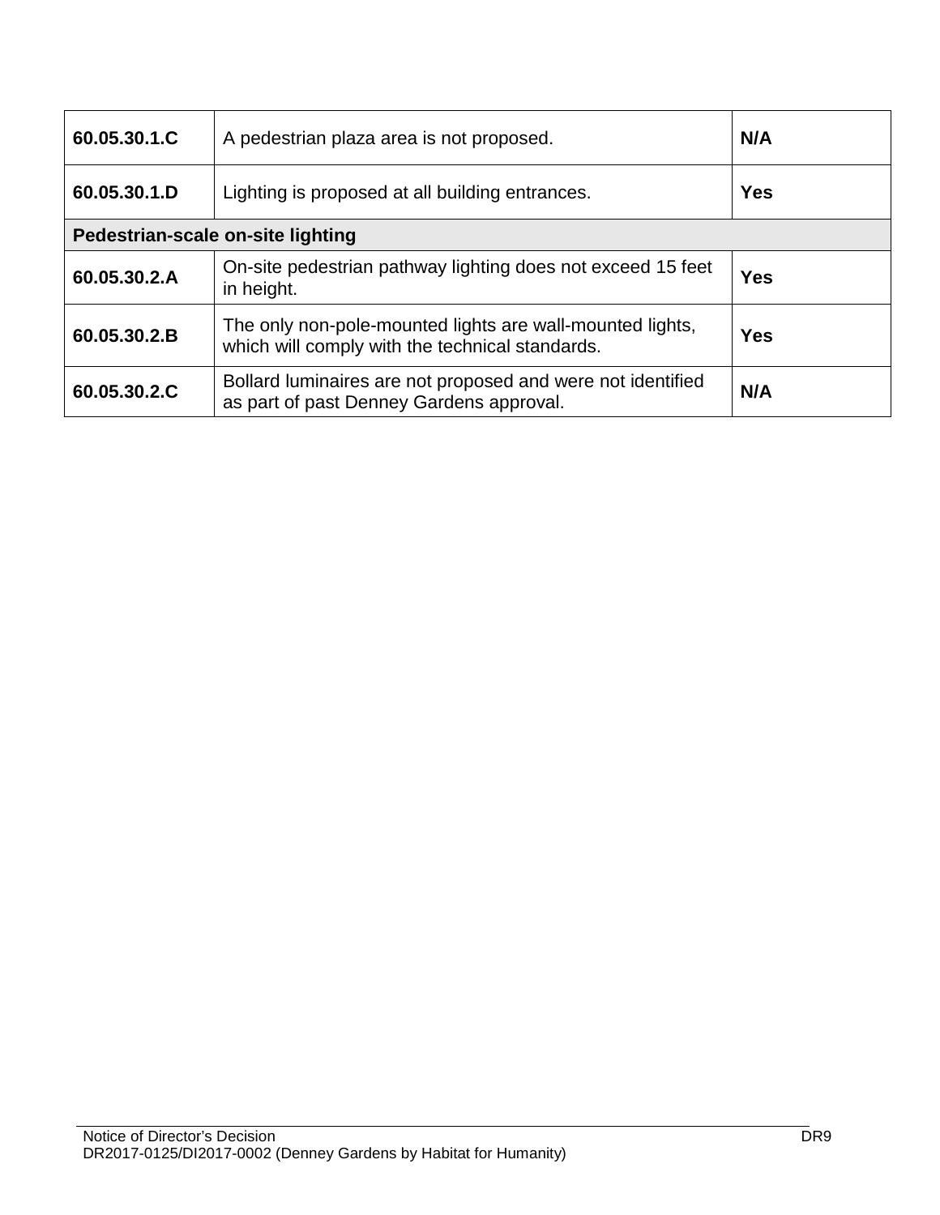| | | |
|---|---|---|
| **60.05.30.1.C** | A pedestrian plaza area is not proposed. | **N/A** |
| **60.05.30.1.D** | Lighting is proposed at all building entrances. | **Yes** |
| **Pedestrian-scale on-site lighting** | | |
| **60.05.30.2.A** | On-site pedestrian pathway lighting does not exceed 15 feet in height. | **Yes** |
| **60.05.30.2.B** | The only non-pole-mounted lights are wall-mounted lights, which will comply with the technical standards. | **Yes** |
| **60.05.30.2.C** | Bollard luminaires are not proposed and were not identified as part of past Denney Gardens approval. | **N/A** |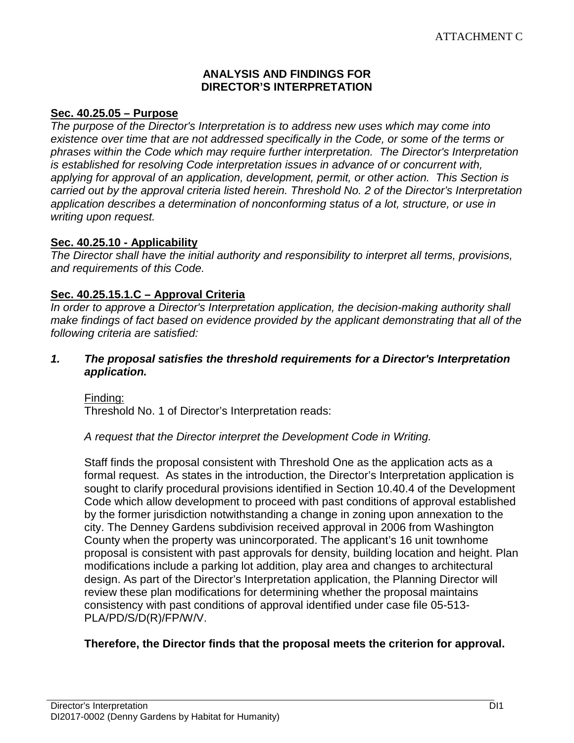ATTACHMENT C

## ANALYSIS AND FINDINGS FOR DIRECTOR'S INTERPRETATION

**Sec. 40.25.05 – Purpose**

*The purpose of the Director's Interpretation is to address new uses which may come into existence over time that are not addressed specifically in the Code, or some of the terms or phrases within the Code which may require further interpretation. The Director's Interpretation is established for resolving Code interpretation issues in advance of or concurrent with, applying for approval of an application, development, permit, or other action. This Section is carried out by the approval criteria listed herein. Threshold No. 2 of the Director's Interpretation application describes a determination of nonconforming status of a lot, structure, or use in writing upon request.*

**Sec. 40.25.10 - Applicability**

*The Director shall have the initial authority and responsibility to interpret all terms, provisions, and requirements of this Code.*

**Sec. 40.25.15.1.C – Approval Criteria**

*In order to approve a Director's Interpretation application, the decision-making authority shall make findings of fact based on evidence provided by the applicant demonstrating that all of the following criteria are satisfied:*

***1. The proposal satisfies the threshold requirements for a Director's Interpretation application.***

Finding:

Threshold No. 1 of Director's Interpretation reads:

*A request that the Director interpret the Development Code in Writing.*

Staff finds the proposal consistent with Threshold One as the application acts as a formal request. As states in the introduction, the Director's Interpretation application is sought to clarify procedural provisions identified in Section 10.40.4 of the Development Code which allow development to proceed with past conditions of approval established by the former jurisdiction notwithstanding a change in zoning upon annexation to the city. The Denney Gardens subdivision received approval in 2006 from Washington County when the property was unincorporated. The applicant's 16 unit townhome proposal is consistent with past approvals for density, building location and height. Plan modifications include a parking lot addition, play area and changes to architectural design. As part of the Director's Interpretation application, the Planning Director will review these plan modifications for determining whether the proposal maintains consistency with past conditions of approval identified under case file 05-513-PLA/PD/S/D(R)/FP/W/V.

**Therefore, the Director finds that the proposal meets the criterion for approval.**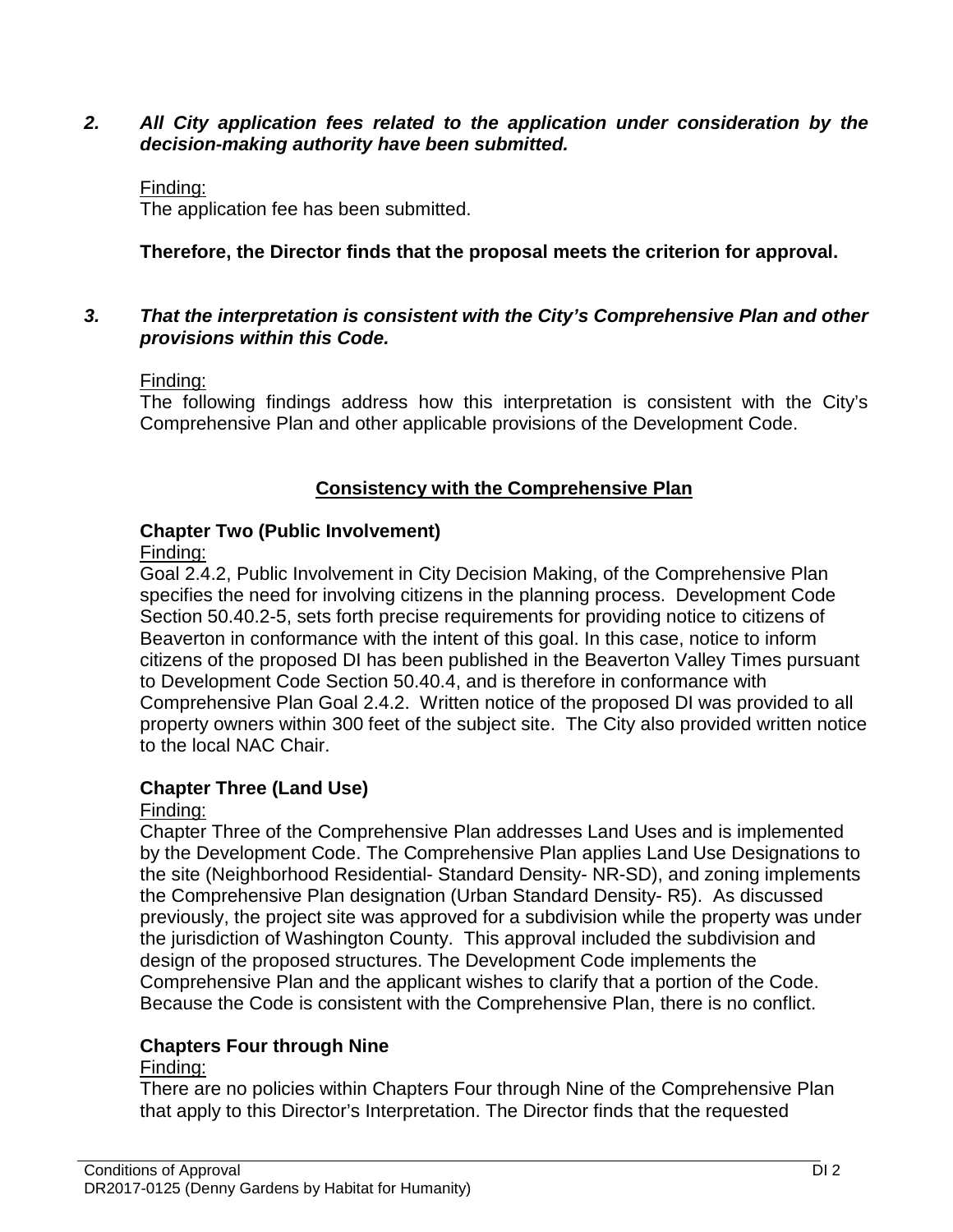***2. All City application fees related to the application under consideration by the decision-making authority have been submitted.***

Finding:
The application fee has been submitted.

**Therefore, the Director finds that the proposal meets the criterion for approval.**

***3. That the interpretation is consistent with the City's Comprehensive Plan and other provisions within this Code.***

Finding:
The following findings address how this interpretation is consistent with the City's Comprehensive Plan and other applicable provisions of the Development Code.

## Consistency with the Comprehensive Plan

**Chapter Two (Public Involvement)**
Finding:
Goal 2.4.2, Public Involvement in City Decision Making, of the Comprehensive Plan specifies the need for involving citizens in the planning process. Development Code Section 50.40.2-5, sets forth precise requirements for providing notice to citizens of Beaverton in conformance with the intent of this goal. In this case, notice to inform citizens of the proposed DI has been published in the Beaverton Valley Times pursuant to Development Code Section 50.40.4, and is therefore in conformance with Comprehensive Plan Goal 2.4.2. Written notice of the proposed DI was provided to all property owners within 300 feet of the subject site. The City also provided written notice to the local NAC Chair.

**Chapter Three (Land Use)**
Finding:
Chapter Three of the Comprehensive Plan addresses Land Uses and is implemented by the Development Code. The Comprehensive Plan applies Land Use Designations to the site (Neighborhood Residential- Standard Density- NR-SD), and zoning implements the Comprehensive Plan designation (Urban Standard Density- R5). As discussed previously, the project site was approved for a subdivision while the property was under the jurisdiction of Washington County. This approval included the subdivision and design of the proposed structures. The Development Code implements the Comprehensive Plan and the applicant wishes to clarify that a portion of the Code. Because the Code is consistent with the Comprehensive Plan, there is no conflict.

**Chapters Four through Nine**
Finding:
There are no policies within Chapters Four through Nine of the Comprehensive Plan that apply to this Director's Interpretation. The Director finds that the requested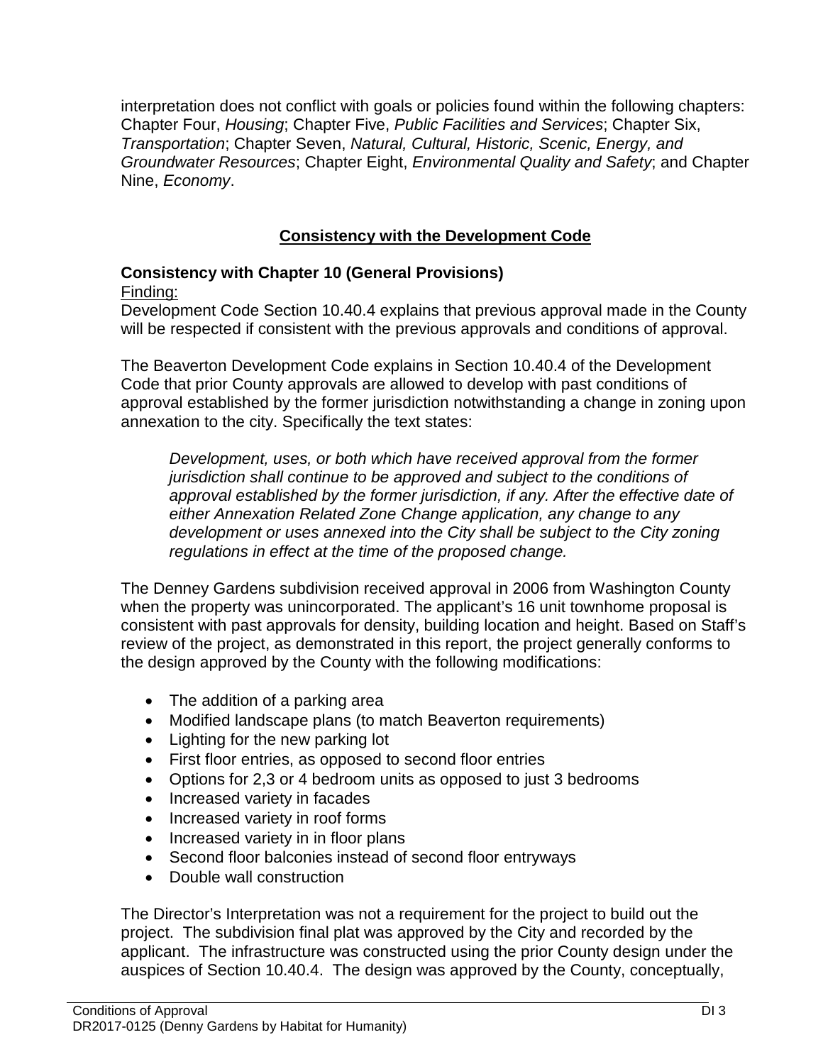interpretation does not conflict with goals or policies found within the following chapters: Chapter Four, *Housing*; Chapter Five, *Public Facilities and Services*; Chapter Six, *Transportation*; Chapter Seven, *Natural, Cultural, Historic, Scenic, Energy, and Groundwater Resources*; Chapter Eight, *Environmental Quality and Safety*; and Chapter Nine, *Economy*.

## Consistency with the Development Code

### Consistency with Chapter 10 (General Provisions)

Finding:

Development Code Section 10.40.4 explains that previous approval made in the County will be respected if consistent with the previous approvals and conditions of approval.

The Beaverton Development Code explains in Section 10.40.4 of the Development Code that prior County approvals are allowed to develop with past conditions of approval established by the former jurisdiction notwithstanding a change in zoning upon annexation to the city. Specifically the text states:

> *Development, uses, or both which have received approval from the former jurisdiction shall continue to be approved and subject to the conditions of approval established by the former jurisdiction, if any. After the effective date of either Annexation Related Zone Change application, any change to any development or uses annexed into the City shall be subject to the City zoning regulations in effect at the time of the proposed change.*

The Denney Gardens subdivision received approval in 2006 from Washington County when the property was unincorporated. The applicant's 16 unit townhome proposal is consistent with past approvals for density, building location and height. Based on Staff's review of the project, as demonstrated in this report, the project generally conforms to the design approved by the County with the following modifications:

- The addition of a parking area
- Modified landscape plans (to match Beaverton requirements)
- Lighting for the new parking lot
- First floor entries, as opposed to second floor entries
- Options for 2,3 or 4 bedroom units as opposed to just 3 bedrooms
- Increased variety in facades
- Increased variety in roof forms
- Increased variety in in floor plans
- Second floor balconies instead of second floor entryways
- Double wall construction

The Director's Interpretation was not a requirement for the project to build out the project. The subdivision final plat was approved by the City and recorded by the applicant. The infrastructure was constructed using the prior County design under the auspices of Section 10.40.4. The design was approved by the County, conceptually,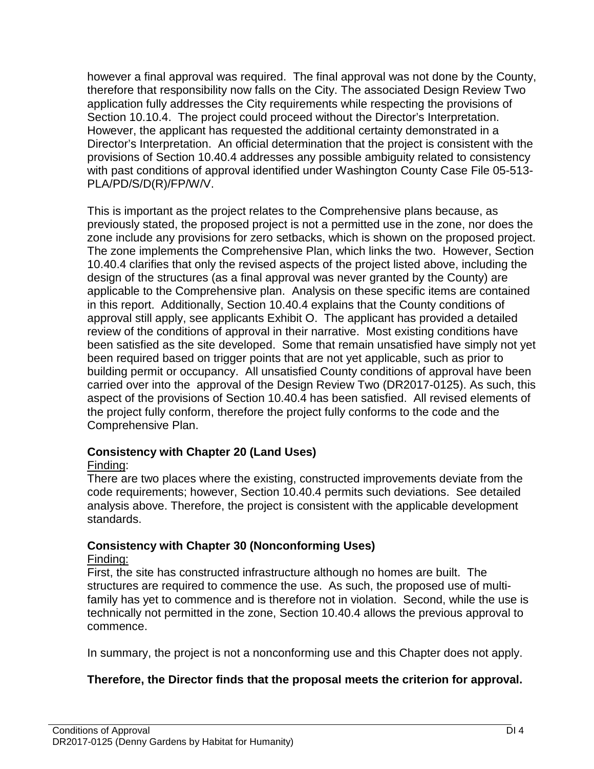however a final approval was required. The final approval was not done by the County, therefore that responsibility now falls on the City. The associated Design Review Two application fully addresses the City requirements while respecting the provisions of Section 10.10.4. The project could proceed without the Director's Interpretation. However, the applicant has requested the additional certainty demonstrated in a Director's Interpretation. An official determination that the project is consistent with the provisions of Section 10.40.4 addresses any possible ambiguity related to consistency with past conditions of approval identified under Washington County Case File 05-513-PLA/PD/S/D(R)/FP/W/V.

This is important as the project relates to the Comprehensive plans because, as previously stated, the proposed project is not a permitted use in the zone, nor does the zone include any provisions for zero setbacks, which is shown on the proposed project. The zone implements the Comprehensive Plan, which links the two. However, Section 10.40.4 clarifies that only the revised aspects of the project listed above, including the design of the structures (as a final approval was never granted by the County) are applicable to the Comprehensive plan. Analysis on these specific items are contained in this report. Additionally, Section 10.40.4 explains that the County conditions of approval still apply, see applicants Exhibit O. The applicant has provided a detailed review of the conditions of approval in their narrative. Most existing conditions have been satisfied as the site developed. Some that remain unsatisfied have simply not yet been required based on trigger points that are not yet applicable, such as prior to building permit or occupancy. All unsatisfied County conditions of approval have been carried over into the approval of the Design Review Two (DR2017-0125). As such, this aspect of the provisions of Section 10.40.4 has been satisfied. All revised elements of the project fully conform, therefore the project fully conforms to the code and the Comprehensive Plan.

**Consistency with Chapter 20 (Land Uses)**

Finding:

There are two places where the existing, constructed improvements deviate from the code requirements; however, Section 10.40.4 permits such deviations. See detailed analysis above. Therefore, the project is consistent with the applicable development standards.

**Consistency with Chapter 30 (Nonconforming Uses)**

Finding:

First, the site has constructed infrastructure although no homes are built. The structures are required to commence the use. As such, the proposed use of multi-family has yet to commence and is therefore not in violation. Second, while the use is technically not permitted in the zone, Section 10.40.4 allows the previous approval to commence.

In summary, the project is not a nonconforming use and this Chapter does not apply.

**Therefore, the Director finds that the proposal meets the criterion for approval.**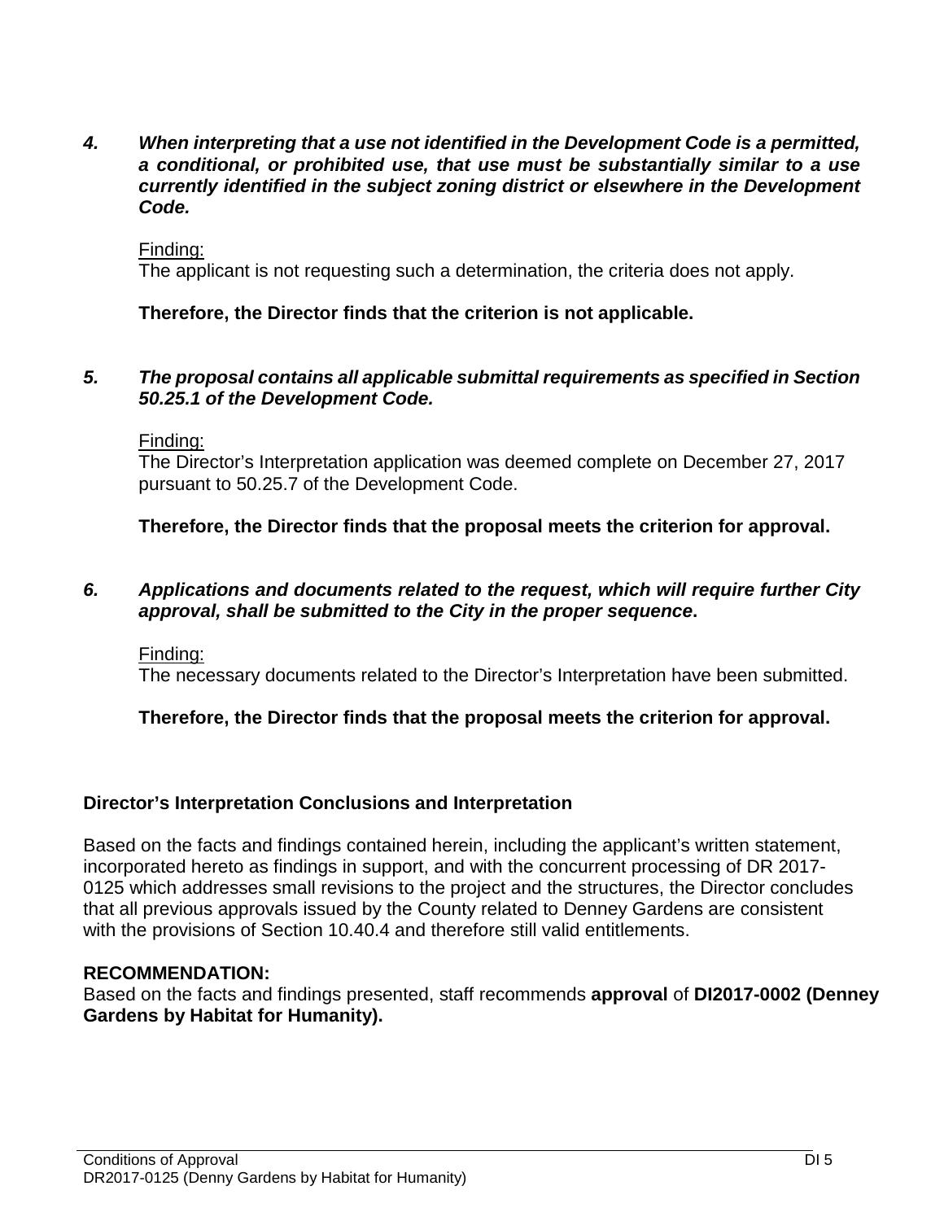***4. When interpreting that a use not identified in the Development Code is a permitted, a conditional, or prohibited use, that use must be substantially similar to a use currently identified in the subject zoning district or elsewhere in the Development Code.***

Finding:
The applicant is not requesting such a determination, the criteria does not apply.

**Therefore, the Director finds that the criterion is not applicable.**

***5. The proposal contains all applicable submittal requirements as specified in Section 50.25.1 of the Development Code.***

Finding:
The Director's Interpretation application was deemed complete on December 27, 2017 pursuant to 50.25.7 of the Development Code.

**Therefore, the Director finds that the proposal meets the criterion for approval.**

***6. Applications and documents related to the request, which will require further City approval, shall be submitted to the City in the proper sequence.***

Finding:
The necessary documents related to the Director's Interpretation have been submitted.

**Therefore, the Director finds that the proposal meets the criterion for approval.**

**Director's Interpretation Conclusions and Interpretation**

Based on the facts and findings contained herein, including the applicant's written statement, incorporated hereto as findings in support, and with the concurrent processing of DR 2017-0125 which addresses small revisions to the project and the structures, the Director concludes that all previous approvals issued by the County related to Denney Gardens are consistent with the provisions of Section 10.40.4 and therefore still valid entitlements.

**RECOMMENDATION:**
Based on the facts and findings presented, staff recommends **approval** of **DI2017-0002 (Denney Gardens by Habitat for Humanity).**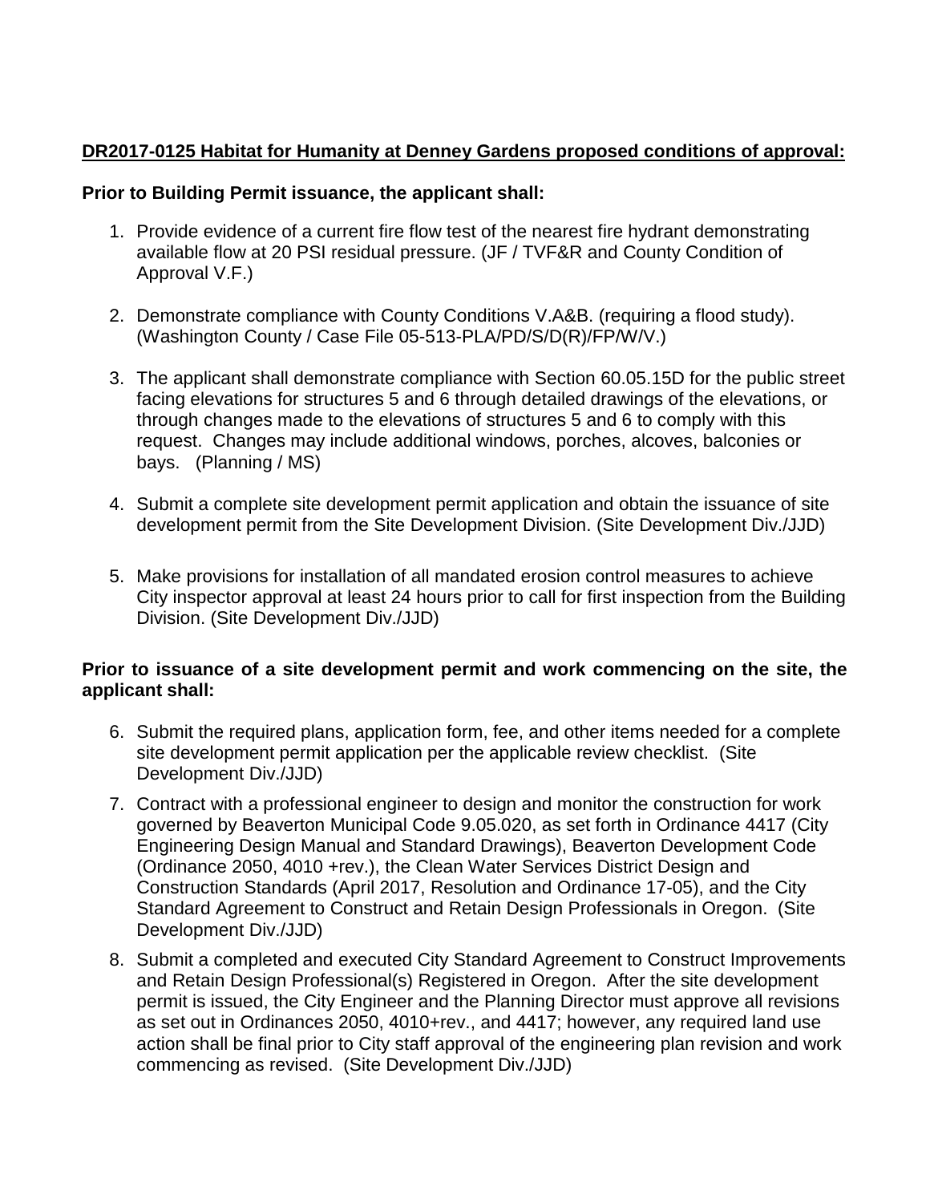**DR2017-0125 Habitat for Humanity at Denney Gardens proposed conditions of approval:**

**Prior to Building Permit issuance, the applicant shall:**

1. Provide evidence of a current fire flow test of the nearest fire hydrant demonstrating available flow at 20 PSI residual pressure. (JF / TVF&R and County Condition of Approval V.F.)

2. Demonstrate compliance with County Conditions V.A&B. (requiring a flood study). (Washington County / Case File 05-513-PLA/PD/S/D(R)/FP/W/V.)

3. The applicant shall demonstrate compliance with Section 60.05.15D for the public street facing elevations for structures 5 and 6 through detailed drawings of the elevations, or through changes made to the elevations of structures 5 and 6 to comply with this request. Changes may include additional windows, porches, alcoves, balconies or bays. (Planning / MS)

4. Submit a complete site development permit application and obtain the issuance of site development permit from the Site Development Division. (Site Development Div./JJD)

5. Make provisions for installation of all mandated erosion control measures to achieve City inspector approval at least 24 hours prior to call for first inspection from the Building Division. (Site Development Div./JJD)

**Prior to issuance of a site development permit and work commencing on the site, the applicant shall:**

6. Submit the required plans, application form, fee, and other items needed for a complete site development permit application per the applicable review checklist. (Site Development Div./JJD)
7. Contract with a professional engineer to design and monitor the construction for work governed by Beaverton Municipal Code 9.05.020, as set forth in Ordinance 4417 (City Engineering Design Manual and Standard Drawings), Beaverton Development Code (Ordinance 2050, 4010 +rev.), the Clean Water Services District Design and Construction Standards (April 2017, Resolution and Ordinance 17-05), and the City Standard Agreement to Construct and Retain Design Professionals in Oregon. (Site Development Div./JJD)
8. Submit a completed and executed City Standard Agreement to Construct Improvements and Retain Design Professional(s) Registered in Oregon. After the site development permit is issued, the City Engineer and the Planning Director must approve all revisions as set out in Ordinances 2050, 4010+rev., and 4417; however, any required land use action shall be final prior to City staff approval of the engineering plan revision and work commencing as revised. (Site Development Div./JJD)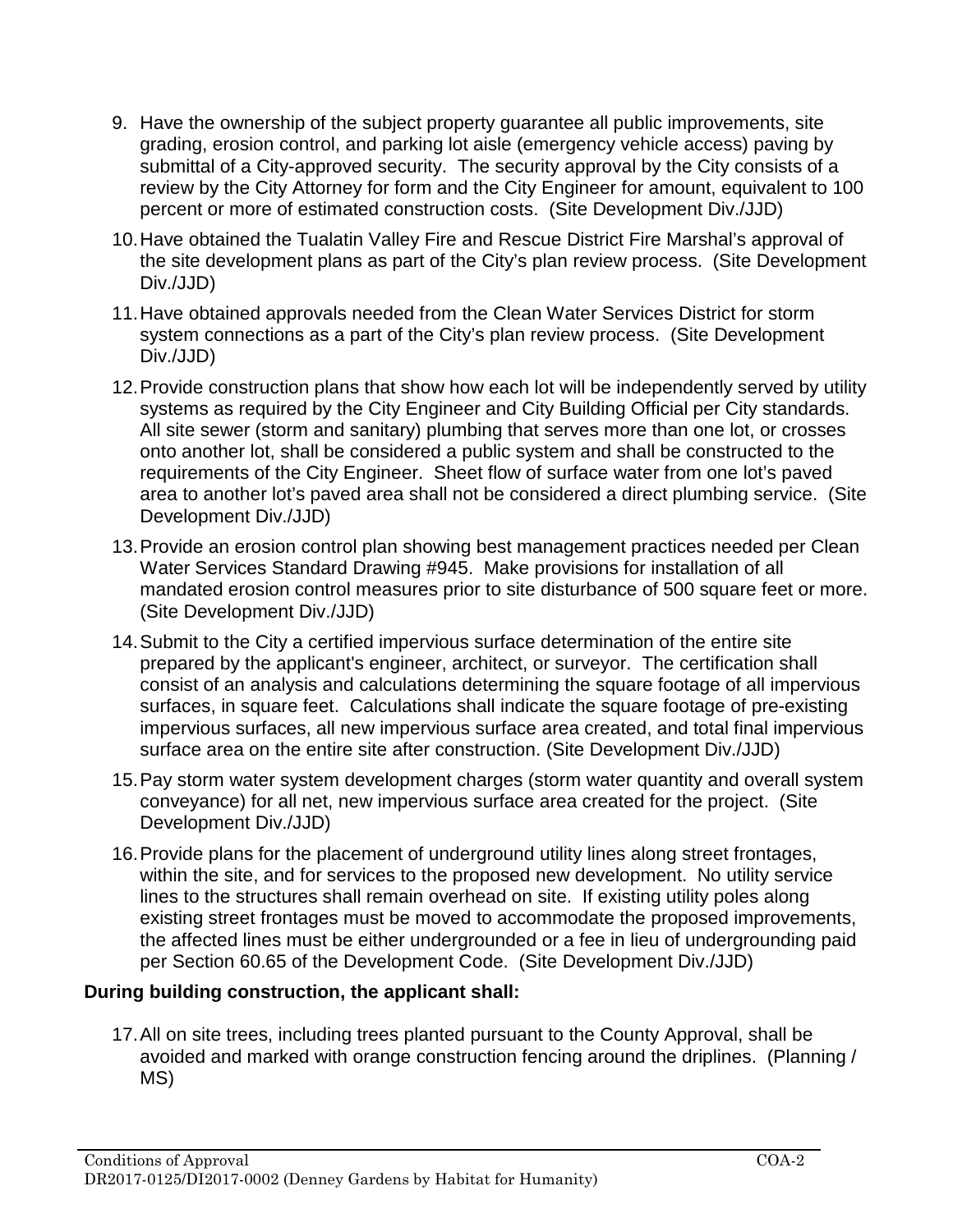9. Have the ownership of the subject property guarantee all public improvements, site grading, erosion control, and parking lot aisle (emergency vehicle access) paving by submittal of a City-approved security. The security approval by the City consists of a review by the City Attorney for form and the City Engineer for amount, equivalent to 100 percent or more of estimated construction costs. (Site Development Div./JJD)

10. Have obtained the Tualatin Valley Fire and Rescue District Fire Marshal's approval of the site development plans as part of the City's plan review process. (Site Development Div./JJD)

11. Have obtained approvals needed from the Clean Water Services District for storm system connections as a part of the City's plan review process. (Site Development Div./JJD)

12. Provide construction plans that show how each lot will be independently served by utility systems as required by the City Engineer and City Building Official per City standards. All site sewer (storm and sanitary) plumbing that serves more than one lot, or crosses onto another lot, shall be considered a public system and shall be constructed to the requirements of the City Engineer. Sheet flow of surface water from one lot's paved area to another lot's paved area shall not be considered a direct plumbing service. (Site Development Div./JJD)

13. Provide an erosion control plan showing best management practices needed per Clean Water Services Standard Drawing #945. Make provisions for installation of all mandated erosion control measures prior to site disturbance of 500 square feet or more. (Site Development Div./JJD)

14. Submit to the City a certified impervious surface determination of the entire site prepared by the applicant's engineer, architect, or surveyor. The certification shall consist of an analysis and calculations determining the square footage of all impervious surfaces, in square feet. Calculations shall indicate the square footage of pre-existing impervious surfaces, all new impervious surface area created, and total final impervious surface area on the entire site after construction. (Site Development Div./JJD)

15. Pay storm water system development charges (storm water quantity and overall system conveyance) for all net, new impervious surface area created for the project. (Site Development Div./JJD)

16. Provide plans for the placement of underground utility lines along street frontages, within the site, and for services to the proposed new development. No utility service lines to the structures shall remain overhead on site. If existing utility poles along existing street frontages must be moved to accommodate the proposed improvements, the affected lines must be either undergrounded or a fee in lieu of undergrounding paid per Section 60.65 of the Development Code. (Site Development Div./JJD)

**During building construction, the applicant shall:**

17. All on site trees, including trees planted pursuant to the County Approval, shall be avoided and marked with orange construction fencing around the driplines. (Planning / MS)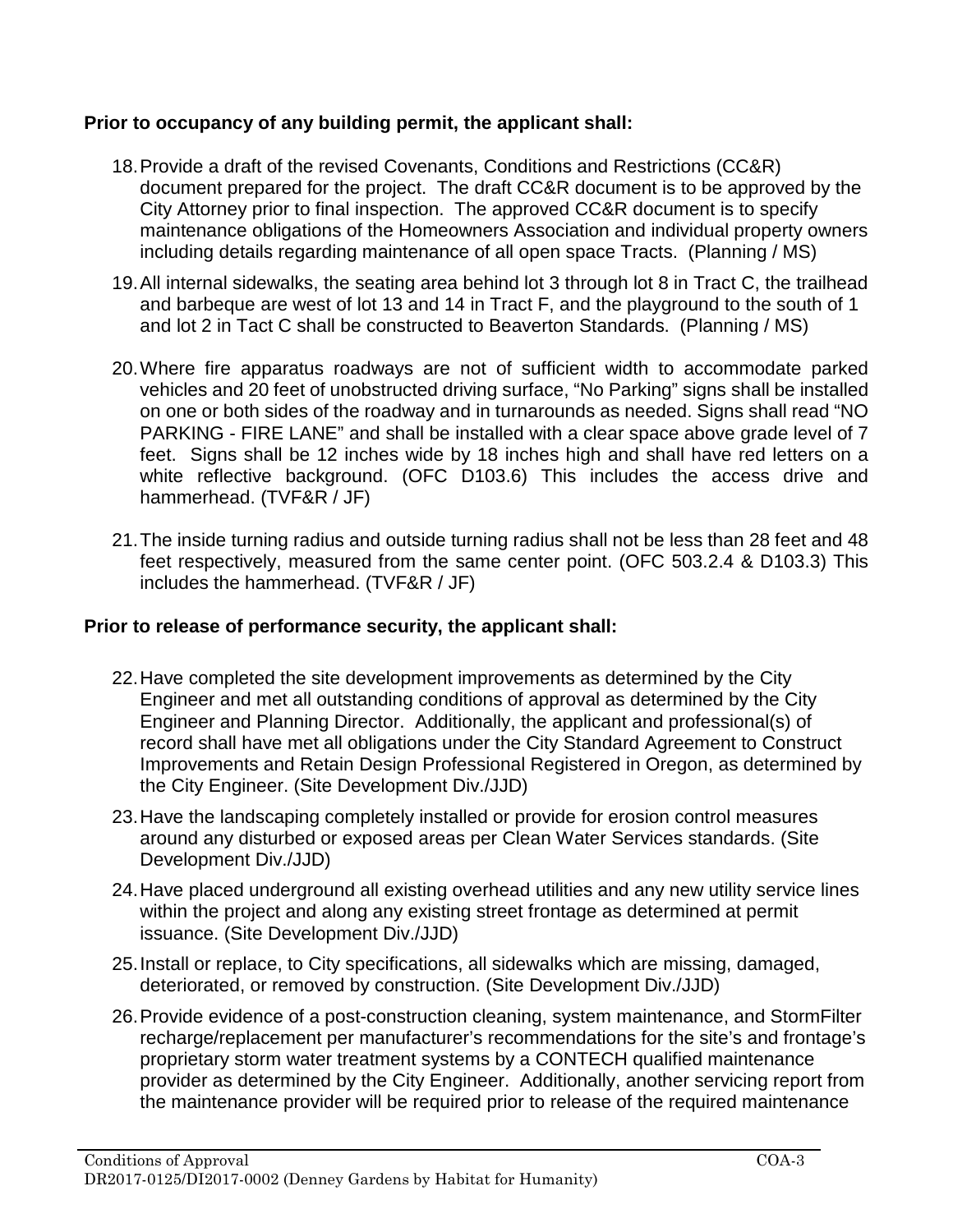**Prior to occupancy of any building permit, the applicant shall:**

18. Provide a draft of the revised Covenants, Conditions and Restrictions (CC&R) document prepared for the project. The draft CC&R document is to be approved by the City Attorney prior to final inspection. The approved CC&R document is to specify maintenance obligations of the Homeowners Association and individual property owners including details regarding maintenance of all open space Tracts. (Planning / MS)

19. All internal sidewalks, the seating area behind lot 3 through lot 8 in Tract C, the trailhead and barbeque are west of lot 13 and 14 in Tract F, and the playground to the south of 1 and lot 2 in Tact C shall be constructed to Beaverton Standards. (Planning / MS)

20. Where fire apparatus roadways are not of sufficient width to accommodate parked vehicles and 20 feet of unobstructed driving surface, "No Parking" signs shall be installed on one or both sides of the roadway and in turnarounds as needed. Signs shall read "NO PARKING - FIRE LANE" and shall be installed with a clear space above grade level of 7 feet. Signs shall be 12 inches wide by 18 inches high and shall have red letters on a white reflective background. (OFC D103.6) This includes the access drive and hammerhead. (TVF&R / JF)

21. The inside turning radius and outside turning radius shall not be less than 28 feet and 48 feet respectively, measured from the same center point. (OFC 503.2.4 & D103.3) This includes the hammerhead. (TVF&R / JF)

**Prior to release of performance security, the applicant shall:**

22. Have completed the site development improvements as determined by the City Engineer and met all outstanding conditions of approval as determined by the City Engineer and Planning Director. Additionally, the applicant and professional(s) of record shall have met all obligations under the City Standard Agreement to Construct Improvements and Retain Design Professional Registered in Oregon, as determined by the City Engineer. (Site Development Div./JJD)

23. Have the landscaping completely installed or provide for erosion control measures around any disturbed or exposed areas per Clean Water Services standards. (Site Development Div./JJD)

24. Have placed underground all existing overhead utilities and any new utility service lines within the project and along any existing street frontage as determined at permit issuance. (Site Development Div./JJD)

25. Install or replace, to City specifications, all sidewalks which are missing, damaged, deteriorated, or removed by construction. (Site Development Div./JJD)

26. Provide evidence of a post-construction cleaning, system maintenance, and StormFilter recharge/replacement per manufacturer's recommendations for the site's and frontage's proprietary storm water treatment systems by a CONTECH qualified maintenance provider as determined by the City Engineer. Additionally, another servicing report from the maintenance provider will be required prior to release of the required maintenance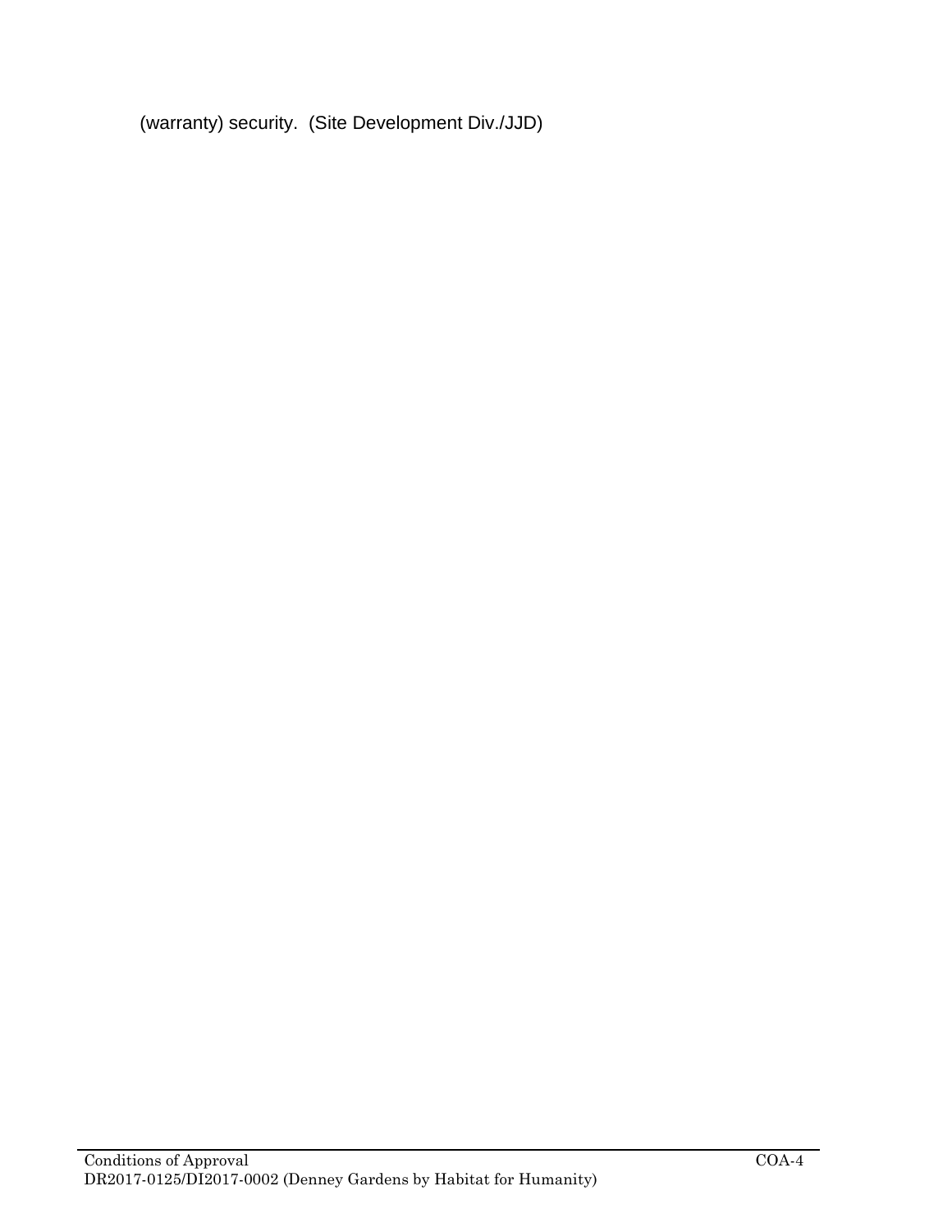(warranty) security. (Site Development Div./JJD)